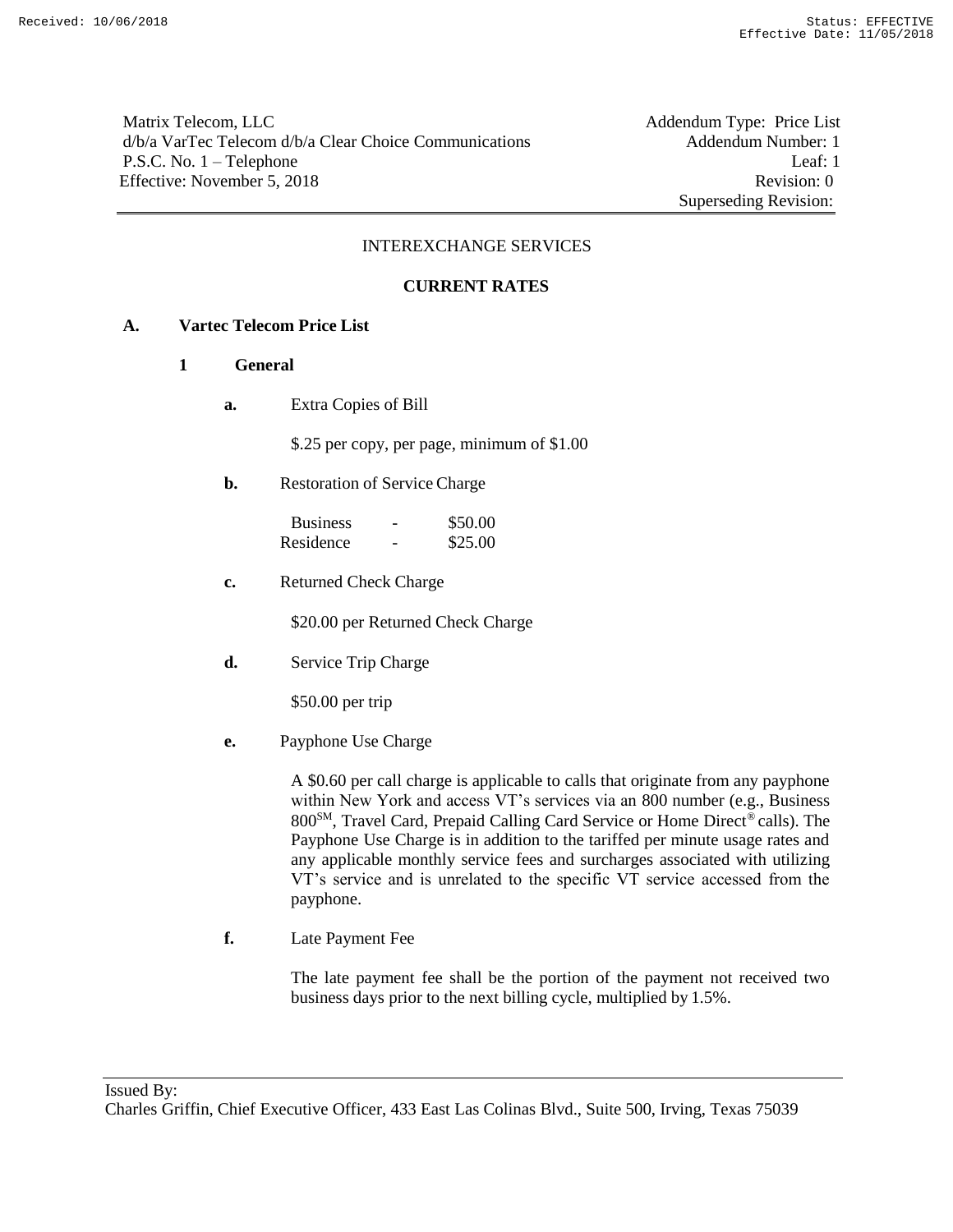Matrix Telecom, LLC
d/b/a VarTec Telecom d/b/a Clear Choice Communications
P.S.C. No. 1 – Telephone
Effective: November 5, 2018

Addendum Type: Price List
Addendum Number: 1
Leaf: 1
Revision: 0
Superseding Revision:

INTEREXCHANGE SERVICES

**CURRENT RATES**

**A. Vartec Telecom Price List**

**1 General**

**a.** Extra Copies of Bill

$.25 per copy, per page, minimum of $1.00

**b.** Restoration of Service Charge

| | | |
|---|---|---|
| Business | - | $50.00 |
| Residence | - | $25.00 |

**c.** Returned Check Charge

$20.00 per Returned Check Charge

**d.** Service Trip Charge

$50.00 per trip

**e.** Payphone Use Charge

A $0.60 per call charge is applicable to calls that originate from any payphone within New York and access VT's services via an 800 number (e.g., Business 800[SM], Travel Card, Prepaid Calling Card Service or Home Direct® calls). The Payphone Use Charge is in addition to the tariffed per minute usage rates and any applicable monthly service fees and surcharges associated with utilizing VT's service and is unrelated to the specific VT service accessed from the payphone.

**f.** Late Payment Fee

The late payment fee shall be the portion of the payment not received two business days prior to the next billing cycle, multiplied by 1.5%.

Issued By:
Charles Griffin, Chief Executive Officer, 433 East Las Colinas Blvd., Suite 500, Irving, Texas 75039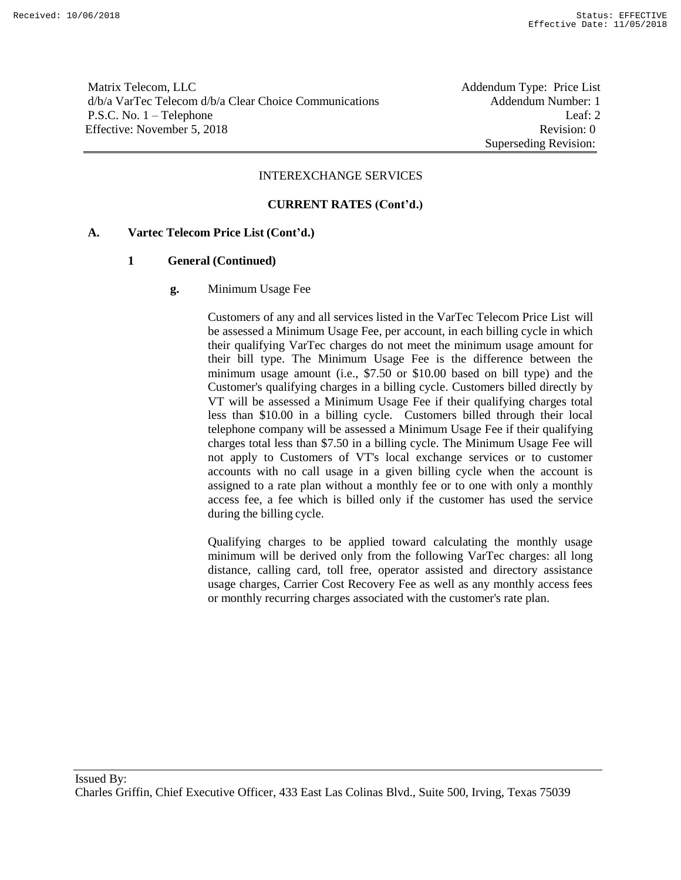Matrix Telecom, LLC
d/b/a VarTec Telecom d/b/a Clear Choice Communications
P.S.C. No. 1 – Telephone
Effective: November 5, 2018

Addendum Type: Price List
Addendum Number: 1
Leaf: 2
Revision: 0
Superseding Revision:

INTEREXCHANGE SERVICES

**CURRENT RATES (Cont'd.)**

**A. Vartec Telecom Price List (Cont'd.)**

**1 General (Continued)**

**g.** Minimum Usage Fee

Customers of any and all services listed in the VarTec Telecom Price List will be assessed a Minimum Usage Fee, per account, in each billing cycle in which their qualifying VarTec charges do not meet the minimum usage amount for their bill type. The Minimum Usage Fee is the difference between the minimum usage amount (i.e., $7.50 or $10.00 based on bill type) and the Customer's qualifying charges in a billing cycle. Customers billed directly by VT will be assessed a Minimum Usage Fee if their qualifying charges total less than $10.00 in a billing cycle. Customers billed through their local telephone company will be assessed a Minimum Usage Fee if their qualifying charges total less than $7.50 in a billing cycle. The Minimum Usage Fee will not apply to Customers of VT's local exchange services or to customer accounts with no call usage in a given billing cycle when the account is assigned to a rate plan without a monthly fee or to one with only a monthly access fee, a fee which is billed only if the customer has used the service during the billing cycle.

Qualifying charges to be applied toward calculating the monthly usage minimum will be derived only from the following VarTec charges: all long distance, calling card, toll free, operator assisted and directory assistance usage charges, Carrier Cost Recovery Fee as well as any monthly access fees or monthly recurring charges associated with the customer's rate plan.

Issued By:
Charles Griffin, Chief Executive Officer, 433 East Las Colinas Blvd., Suite 500, Irving, Texas 75039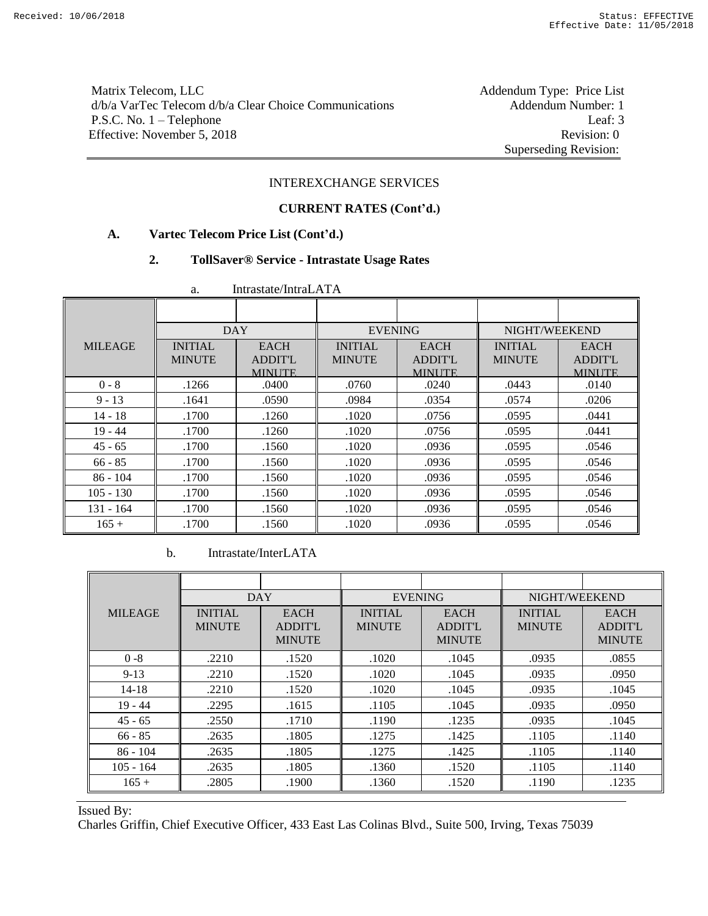Matrix Telecom, LLC
d/b/a VarTec Telecom d/b/a Clear Choice Communications
P.S.C. No. 1 – Telephone
Effective: November 5, 2018

Addendum Type: Price List
Addendum Number: 1
Leaf: 3
Revision: 0
Superseding Revision:

INTEREXCHANGE SERVICES

**CURRENT RATES (Cont'd.)**

**A. Vartec Telecom Price List (Cont'd.)**

**2. TollSaver® Service - Intrastate Usage Rates**

a. Intrastate/IntraLATA

| MILEAGE | DAY | | EVENING | | NIGHT/WEEKEND | |
|---|---|---|---|---|---|---|
| | INITIAL MINUTE | EACH ADDIT'L MINUTE | INITIAL MINUTE | EACH ADDIT'L MINUTE | INITIAL MINUTE | EACH ADDIT'L MINUTE |
| 0 - 8 | .1266 | .0400 | .0760 | .0240 | .0443 | .0140 |
| 9 - 13 | .1641 | .0590 | .0984 | .0354 | .0574 | .0206 |
| 14 - 18 | .1700 | .1260 | .1020 | .0756 | .0595 | .0441 |
| 19 - 44 | .1700 | .1260 | .1020 | .0756 | .0595 | .0441 |
| 45 - 65 | .1700 | .1560 | .1020 | .0936 | .0595 | .0546 |
| 66 - 85 | .1700 | .1560 | .1020 | .0936 | .0595 | .0546 |
| 86 - 104 | .1700 | .1560 | .1020 | .0936 | .0595 | .0546 |
| 105 - 130 | .1700 | .1560 | .1020 | .0936 | .0595 | .0546 |
| 131 - 164 | .1700 | .1560 | .1020 | .0936 | .0595 | .0546 |
| 165 + | .1700 | .1560 | .1020 | .0936 | .0595 | .0546 |

b. Intrastate/InterLATA

| MILEAGE | DAY | | EVENING | | NIGHT/WEEKEND | |
|---|---|---|---|---|---|---|
| | INITIAL MINUTE | EACH ADDIT'L MINUTE | INITIAL MINUTE | EACH ADDIT'L MINUTE | INITIAL MINUTE | EACH ADDIT'L MINUTE |
| 0 -8 | .2210 | .1520 | .1020 | .1045 | .0935 | .0855 |
| 9-13 | .2210 | .1520 | .1020 | .1045 | .0935 | .0950 |
| 14-18 | .2210 | .1520 | .1020 | .1045 | .0935 | .1045 |
| 19 - 44 | .2295 | .1615 | .1105 | .1045 | .0935 | .0950 |
| 45 - 65 | .2550 | .1710 | .1190 | .1235 | .0935 | .1045 |
| 66 - 85 | .2635 | .1805 | .1275 | .1425 | .1105 | .1140 |
| 86 - 104 | .2635 | .1805 | .1275 | .1425 | .1105 | .1140 |
| 105 - 164 | .2635 | .1805 | .1360 | .1520 | .1105 | .1140 |
| 165 + | .2805 | .1900 | .1360 | .1520 | .1190 | .1235 |

Issued By:
Charles Griffin, Chief Executive Officer, 433 East Las Colinas Blvd., Suite 500, Irving, Texas 75039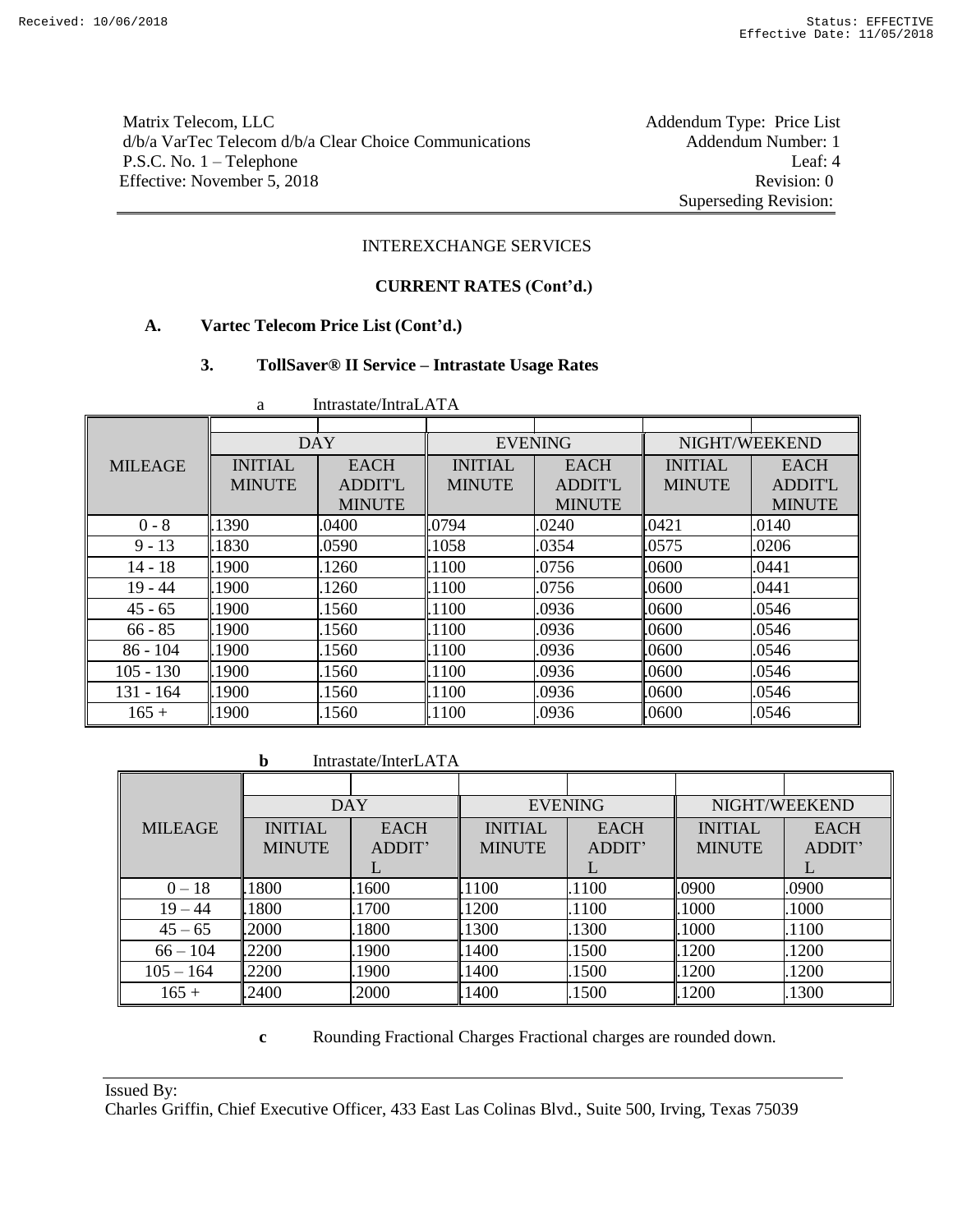Matrix Telecom, LLC
d/b/a VarTec Telecom d/b/a Clear Choice Communications
P.S.C. No. 1 – Telephone
Effective: November 5, 2018

Addendum Type: Price List
Addendum Number: 1
Leaf: 4
Revision: 0
Superseding Revision:

INTEREXCHANGE SERVICES

**CURRENT RATES (Cont'd.)**

**A. Vartec Telecom Price List (Cont'd.)**

**3. TollSaver® II Service – Intrastate Usage Rates**

a Intrastate/IntraLATA

| MILEAGE | DAY | | EVENING | | NIGHT/WEEKEND | |
|---|---|---|---|---|---|---|
| | INITIAL MINUTE | EACH ADDIT'L MINUTE | INITIAL MINUTE | EACH ADDIT'L MINUTE | INITIAL MINUTE | EACH ADDIT'L MINUTE |
| 0 - 8 | .1390 | .0400 | .0794 | .0240 | .0421 | .0140 |
| 9 - 13 | .1830 | .0590 | .1058 | .0354 | .0575 | .0206 |
| 14 - 18 | .1900 | .1260 | .1100 | .0756 | .0600 | .0441 |
| 19 - 44 | .1900 | .1260 | .1100 | .0756 | .0600 | .0441 |
| 45 - 65 | .1900 | .1560 | .1100 | .0936 | .0600 | .0546 |
| 66 - 85 | .1900 | .1560 | .1100 | .0936 | .0600 | .0546 |
| 86 - 104 | .1900 | .1560 | .1100 | .0936 | .0600 | .0546 |
| 105 - 130 | .1900 | .1560 | .1100 | .0936 | .0600 | .0546 |
| 131 - 164 | .1900 | .1560 | .1100 | .0936 | .0600 | .0546 |
| 165 + | .1900 | .1560 | .1100 | .0936 | .0600 | .0546 |

**b** Intrastate/InterLATA

| MILEAGE | DAY | | EVENING | | NIGHT/WEEKEND | |
|---|---|---|---|---|---|---|
| | INITIAL MINUTE | EACH ADDIT'L | INITIAL MINUTE | EACH ADDIT'L | INITIAL MINUTE | EACH ADDIT'L |
| 0 – 18 | .1800 | .1600 | .1100 | .1100 | .0900 | .0900 |
| 19 – 44 | .1800 | .1700 | .1200 | .1100 | .1000 | .1000 |
| 45 – 65 | .2000 | .1800 | .1300 | .1300 | .1000 | .1100 |
| 66 – 104 | .2200 | .1900 | .1400 | .1500 | .1200 | .1200 |
| 105 – 164 | .2200 | .1900 | .1400 | .1500 | .1200 | .1200 |
| 165 + | .2400 | .2000 | .1400 | .1500 | .1200 | .1300 |

**c** Rounding Fractional Charges Fractional charges are rounded down.

Issued By:
Charles Griffin, Chief Executive Officer, 433 East Las Colinas Blvd., Suite 500, Irving, Texas 75039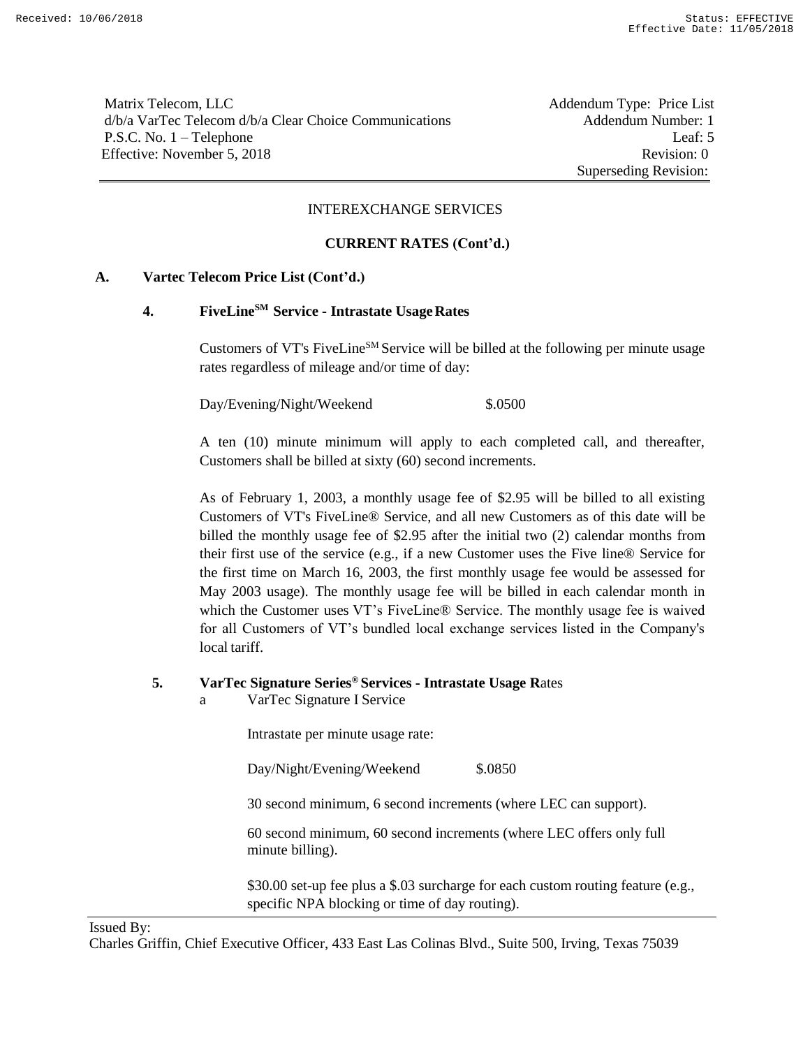Matrix Telecom, LLC
d/b/a VarTec Telecom d/b/a Clear Choice Communications
P.S.C. No. 1 – Telephone
Effective: November 5, 2018

Addendum Type: Price List
Addendum Number: 1
Leaf: 5
Revision: 0
Superseding Revision:

INTEREXCHANGE SERVICES

**CURRENT RATES (Cont'd.)**

**A. Vartec Telecom Price List (Cont'd.)**

**4. FiveLine[SM] Service - Intrastate Usage Rates**

Customers of VT's FiveLine[SM] Service will be billed at the following per minute usage rates regardless of mileage and/or time of day:

Day/Evening/Night/Weekend $.0500

A ten (10) minute minimum will apply to each completed call, and thereafter, Customers shall be billed at sixty (60) second increments.

As of February 1, 2003, a monthly usage fee of $2.95 will be billed to all existing Customers of VT's FiveLine® Service, and all new Customers as of this date will be billed the monthly usage fee of $2.95 after the initial two (2) calendar months from their first use of the service (e.g., if a new Customer uses the Five line® Service for the first time on March 16, 2003, the first monthly usage fee would be assessed for May 2003 usage). The monthly usage fee will be billed in each calendar month in which the Customer uses VT's FiveLine® Service. The monthly usage fee is waived for all Customers of VT's bundled local exchange services listed in the Company's local tariff.

**5. VarTec Signature Series® Services - Intrastate Usage R**ates

a VarTec Signature I Service

Intrastate per minute usage rate:

Day/Night/Evening/Weekend $.0850

30 second minimum, 6 second increments (where LEC can support).

60 second minimum, 60 second increments (where LEC offers only full minute billing).

$30.00 set-up fee plus a $.03 surcharge for each custom routing feature (e.g., specific NPA blocking or time of day routing).

Issued By:
Charles Griffin, Chief Executive Officer, 433 East Las Colinas Blvd., Suite 500, Irving, Texas 75039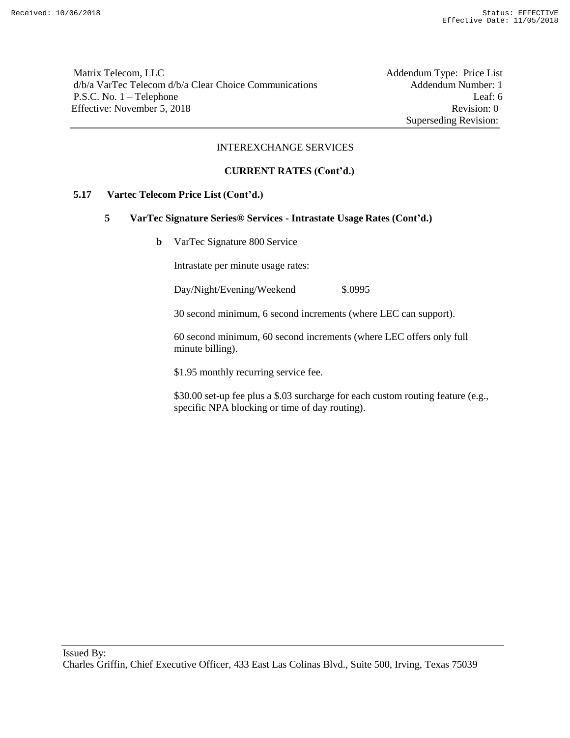Matrix Telecom, LLC
d/b/a VarTec Telecom d/b/a Clear Choice Communications
P.S.C. No. 1 – Telephone
Effective: November 5, 2018

Addendum Type: Price List
Addendum Number: 1
Leaf: 6
Revision: 0
Superseding Revision:

INTEREXCHANGE SERVICES

**CURRENT RATES (Cont'd.)**

**5.17 Vartec Telecom Price List (Cont'd.)**

**5 VarTec Signature Series® Services - Intrastate Usage Rates (Cont'd.)**

**b** VarTec Signature 800 Service

Intrastate per minute usage rates:

| Day/Night/Evening/Weekend | $.0995 |
|---|---|

30 second minimum, 6 second increments (where LEC can support).

60 second minimum, 60 second increments (where LEC offers only full minute billing).

$1.95 monthly recurring service fee.

$30.00 set-up fee plus a $.03 surcharge for each custom routing feature (e.g., specific NPA blocking or time of day routing).

Issued By:
Charles Griffin, Chief Executive Officer, 433 East Las Colinas Blvd., Suite 500, Irving, Texas 75039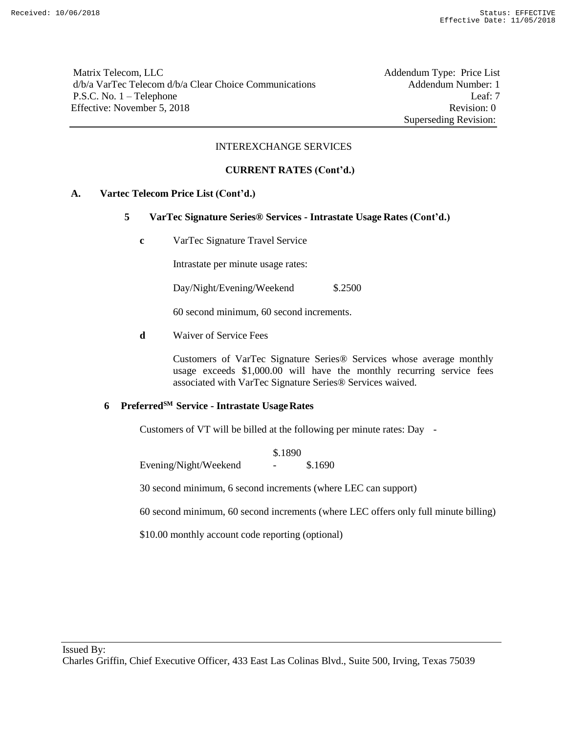Matrix Telecom, LLC
d/b/a VarTec Telecom d/b/a Clear Choice Communications
P.S.C. No. 1 – Telephone
Effective: November 5, 2018

Addendum Type: Price List
Addendum Number: 1
Leaf: 7
Revision: 0
Superseding Revision:

INTEREXCHANGE SERVICES

**CURRENT RATES (Cont'd.)**

**A. Vartec Telecom Price List (Cont'd.)**

**5 VarTec Signature Series® Services - Intrastate Usage Rates (Cont'd.)**

**c** VarTec Signature Travel Service

Intrastate per minute usage rates:

Day/Night/Evening/Weekend $.2500

60 second minimum, 60 second increments.

**d** Waiver of Service Fees

Customers of VarTec Signature Series® Services whose average monthly usage exceeds $1,000.00 will have the monthly recurring service fees associated with VarTec Signature Series® Services waived.

**6 Preferred[SM] Service - Intrastate Usage Rates**

Customers of VT will be billed at the following per minute rates:

Day - $.1890

Evening/Night/Weekend - $.1690

30 second minimum, 6 second increments (where LEC can support)

60 second minimum, 60 second increments (where LEC offers only full minute billing)

$10.00 monthly account code reporting (optional)

Issued By:
Charles Griffin, Chief Executive Officer, 433 East Las Colinas Blvd., Suite 500, Irving, Texas 75039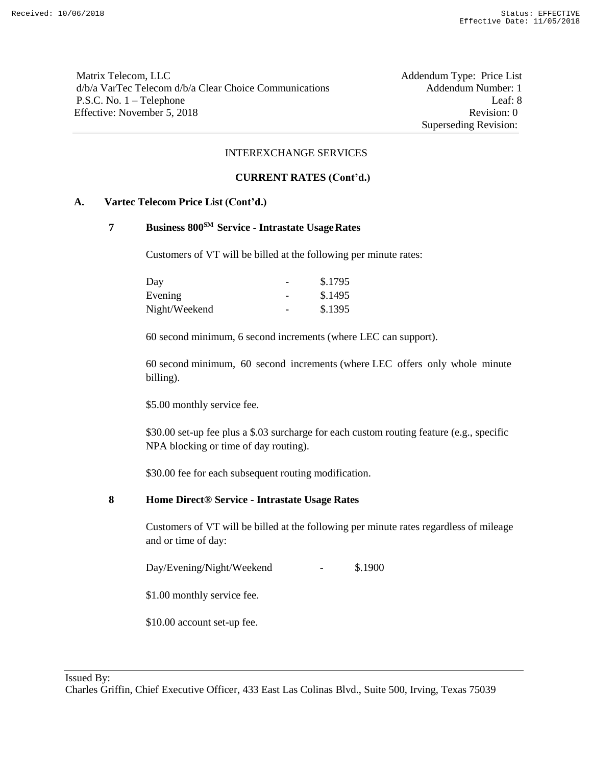Matrix Telecom, LLC
d/b/a VarTec Telecom d/b/a Clear Choice Communications
P.S.C. No. 1 – Telephone
Effective: November 5, 2018

Addendum Type: Price List
Addendum Number: 1
Leaf: 8
Revision: 0
Superseding Revision:

INTEREXCHANGE SERVICES

**CURRENT RATES (Cont'd.)**

**A. Vartec Telecom Price List (Cont'd.)**

**7 Business 800SM Service - Intrastate Usage Rates**

Customers of VT will be billed at the following per minute rates:

| | | |
|---|---|---|
| Day | - | \$.1795 |
| Evening | - | \$.1495 |
| Night/Weekend | - | \$.1395 |

60 second minimum, 6 second increments (where LEC can support).

60 second minimum, 60 second increments (where LEC offers only whole minute billing).

\$5.00 monthly service fee.

\$30.00 set-up fee plus a \$.03 surcharge for each custom routing feature (e.g., specific NPA blocking or time of day routing).

\$30.00 fee for each subsequent routing modification.

**8 Home Direct® Service - Intrastate Usage Rates**

Customers of VT will be billed at the following per minute rates regardless of mileage and or time of day:

| | | |
|---|---|---|
| Day/Evening/Night/Weekend | - | \$.1900 |

\$1.00 monthly service fee.

\$10.00 account set-up fee.

Issued By:
Charles Griffin, Chief Executive Officer, 433 East Las Colinas Blvd., Suite 500, Irving, Texas 75039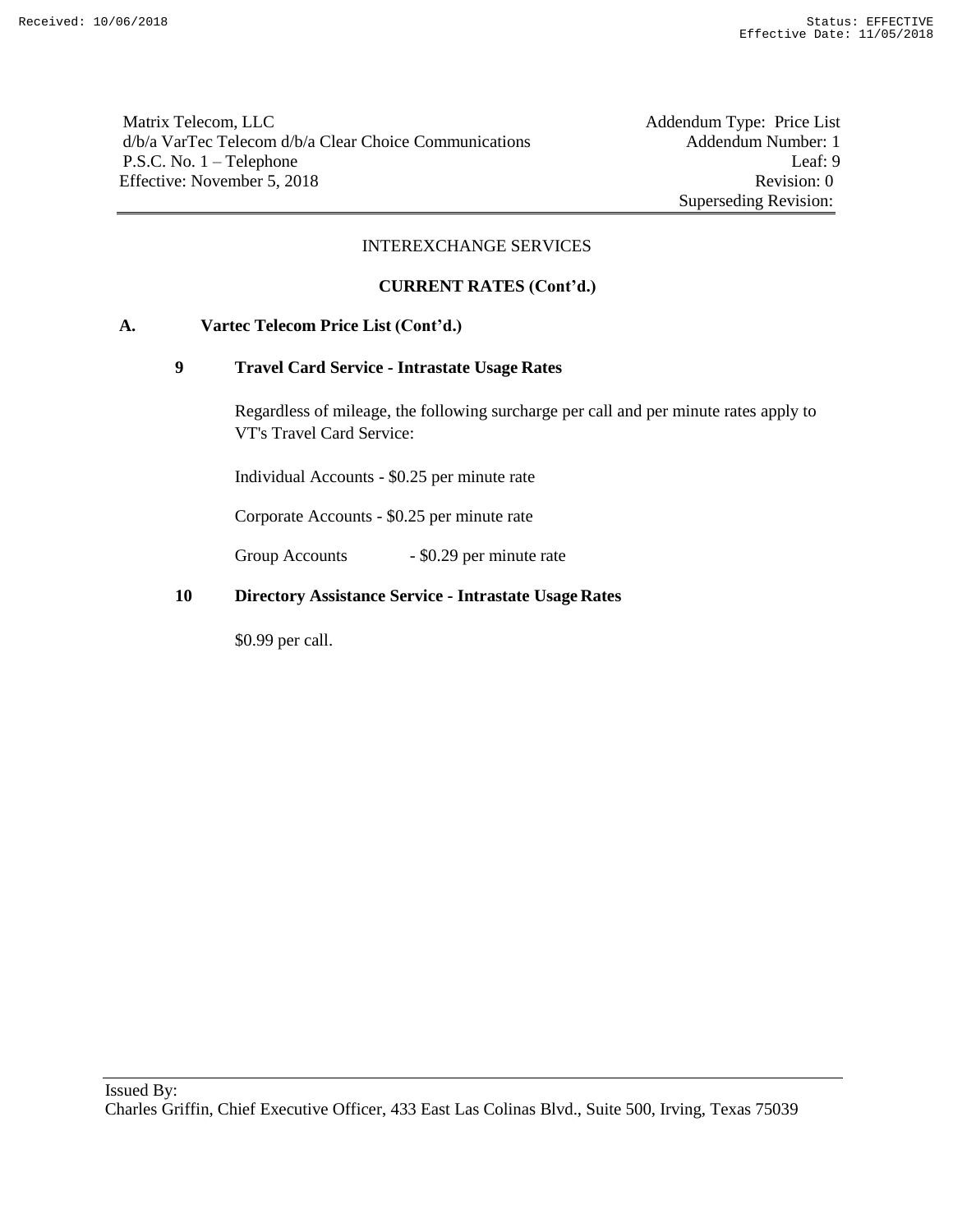Matrix Telecom, LLC
d/b/a VarTec Telecom d/b/a Clear Choice Communications
P.S.C. No. 1 – Telephone
Effective: November 5, 2018

Addendum Type: Price List
Addendum Number: 1
Leaf: 9
Revision: 0
Superseding Revision:

INTEREXCHANGE SERVICES

**CURRENT RATES (Cont'd.)**

**A. Vartec Telecom Price List (Cont'd.)**

**9 Travel Card Service - Intrastate Usage Rates**

Regardless of mileage, the following surcharge per call and per minute rates apply to VT's Travel Card Service:

Individual Accounts - $0.25 per minute rate

Corporate Accounts - $0.25 per minute rate

Group Accounts - $0.29 per minute rate

**10 Directory Assistance Service - Intrastate Usage Rates**

$0.99 per call.

Issued By:
Charles Griffin, Chief Executive Officer, 433 East Las Colinas Blvd., Suite 500, Irving, Texas 75039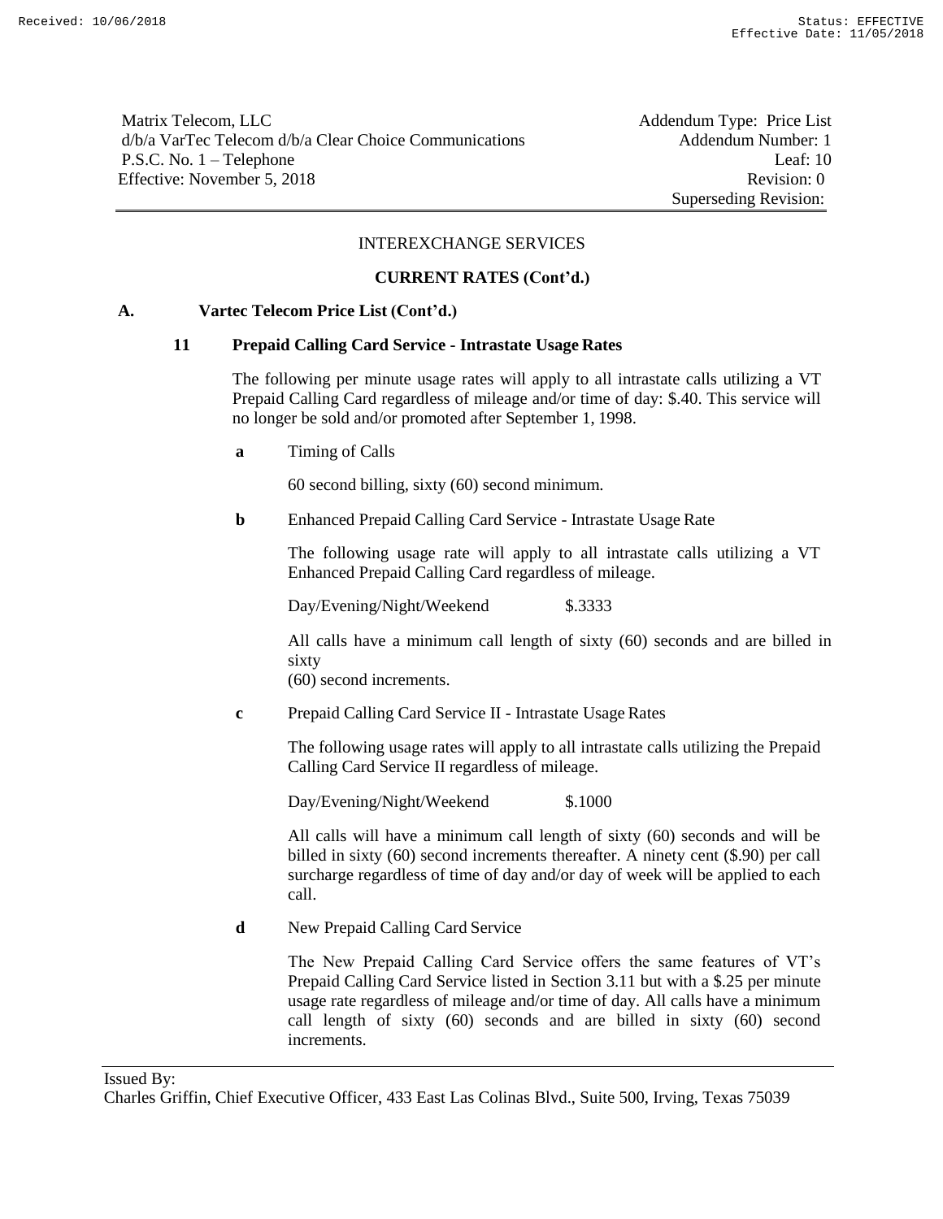Matrix Telecom, LLC
d/b/a VarTec Telecom d/b/a Clear Choice Communications
P.S.C. No. 1 – Telephone
Effective: November 5, 2018

Addendum Type: Price List
Addendum Number: 1
Leaf: 10
Revision: 0
Superseding Revision:

INTEREXCHANGE SERVICES

**CURRENT RATES (Cont'd.)**

**A. Vartec Telecom Price List (Cont'd.)**

**11 Prepaid Calling Card Service - Intrastate Usage Rates**

The following per minute usage rates will apply to all intrastate calls utilizing a VT Prepaid Calling Card regardless of mileage and/or time of day: $.40. This service will no longer be sold and/or promoted after September 1, 1998.

**a** Timing of Calls

60 second billing, sixty (60) second minimum.

**b** Enhanced Prepaid Calling Card Service - Intrastate Usage Rate

The following usage rate will apply to all intrastate calls utilizing a VT Enhanced Prepaid Calling Card regardless of mileage.

Day/Evening/Night/Weekend $.3333

All calls have a minimum call length of sixty (60) seconds and are billed in sixty (60) second increments.

**c** Prepaid Calling Card Service II - Intrastate Usage Rates

The following usage rates will apply to all intrastate calls utilizing the Prepaid Calling Card Service II regardless of mileage.

Day/Evening/Night/Weekend $.1000

All calls will have a minimum call length of sixty (60) seconds and will be billed in sixty (60) second increments thereafter. A ninety cent ($.90) per call surcharge regardless of time of day and/or day of week will be applied to each call.

**d** New Prepaid Calling Card Service

The New Prepaid Calling Card Service offers the same features of VT's Prepaid Calling Card Service listed in Section 3.11 but with a $.25 per minute usage rate regardless of mileage and/or time of day. All calls have a minimum call length of sixty (60) seconds and are billed in sixty (60) second increments.

Issued By:
Charles Griffin, Chief Executive Officer, 433 East Las Colinas Blvd., Suite 500, Irving, Texas 75039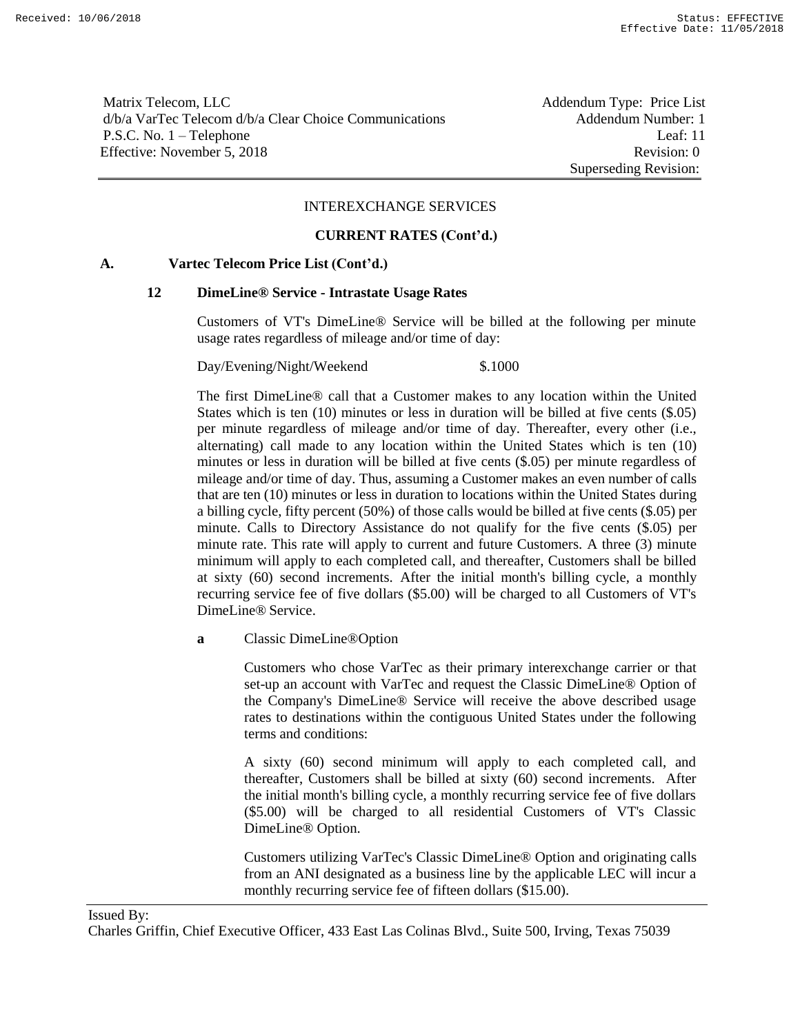Matrix Telecom, LLC
d/b/a VarTec Telecom d/b/a Clear Choice Communications
P.S.C. No. 1 – Telephone
Effective: November 5, 2018

Addendum Type: Price List
Addendum Number: 1
Leaf: 11
Revision: 0
Superseding Revision:

INTEREXCHANGE SERVICES

**CURRENT RATES (Cont'd.)**

**A. Vartec Telecom Price List (Cont'd.)**

**12 DimeLine® Service - Intrastate Usage Rates**

Customers of VT's DimeLine® Service will be billed at the following per minute usage rates regardless of mileage and/or time of day:

Day/Evening/Night/Weekend $.1000

The first DimeLine® call that a Customer makes to any location within the United States which is ten (10) minutes or less in duration will be billed at five cents ($.05) per minute regardless of mileage and/or time of day. Thereafter, every other (i.e., alternating) call made to any location within the United States which is ten (10) minutes or less in duration will be billed at five cents ($.05) per minute regardless of mileage and/or time of day. Thus, assuming a Customer makes an even number of calls that are ten (10) minutes or less in duration to locations within the United States during a billing cycle, fifty percent (50%) of those calls would be billed at five cents ($.05) per minute. Calls to Directory Assistance do not qualify for the five cents ($.05) per minute rate. This rate will apply to current and future Customers. A three (3) minute minimum will apply to each completed call, and thereafter, Customers shall be billed at sixty (60) second increments. After the initial month's billing cycle, a monthly recurring service fee of five dollars ($5.00) will be charged to all Customers of VT's DimeLine® Service.

**a** Classic DimeLine®Option

Customers who chose VarTec as their primary interexchange carrier or that set-up an account with VarTec and request the Classic DimeLine® Option of the Company's DimeLine® Service will receive the above described usage rates to destinations within the contiguous United States under the following terms and conditions:

A sixty (60) second minimum will apply to each completed call, and thereafter, Customers shall be billed at sixty (60) second increments. After the initial month's billing cycle, a monthly recurring service fee of five dollars ($5.00) will be charged to all residential Customers of VT's Classic DimeLine® Option.

Customers utilizing VarTec's Classic DimeLine® Option and originating calls from an ANI designated as a business line by the applicable LEC will incur a monthly recurring service fee of fifteen dollars ($15.00).

Issued By:
Charles Griffin, Chief Executive Officer, 433 East Las Colinas Blvd., Suite 500, Irving, Texas 75039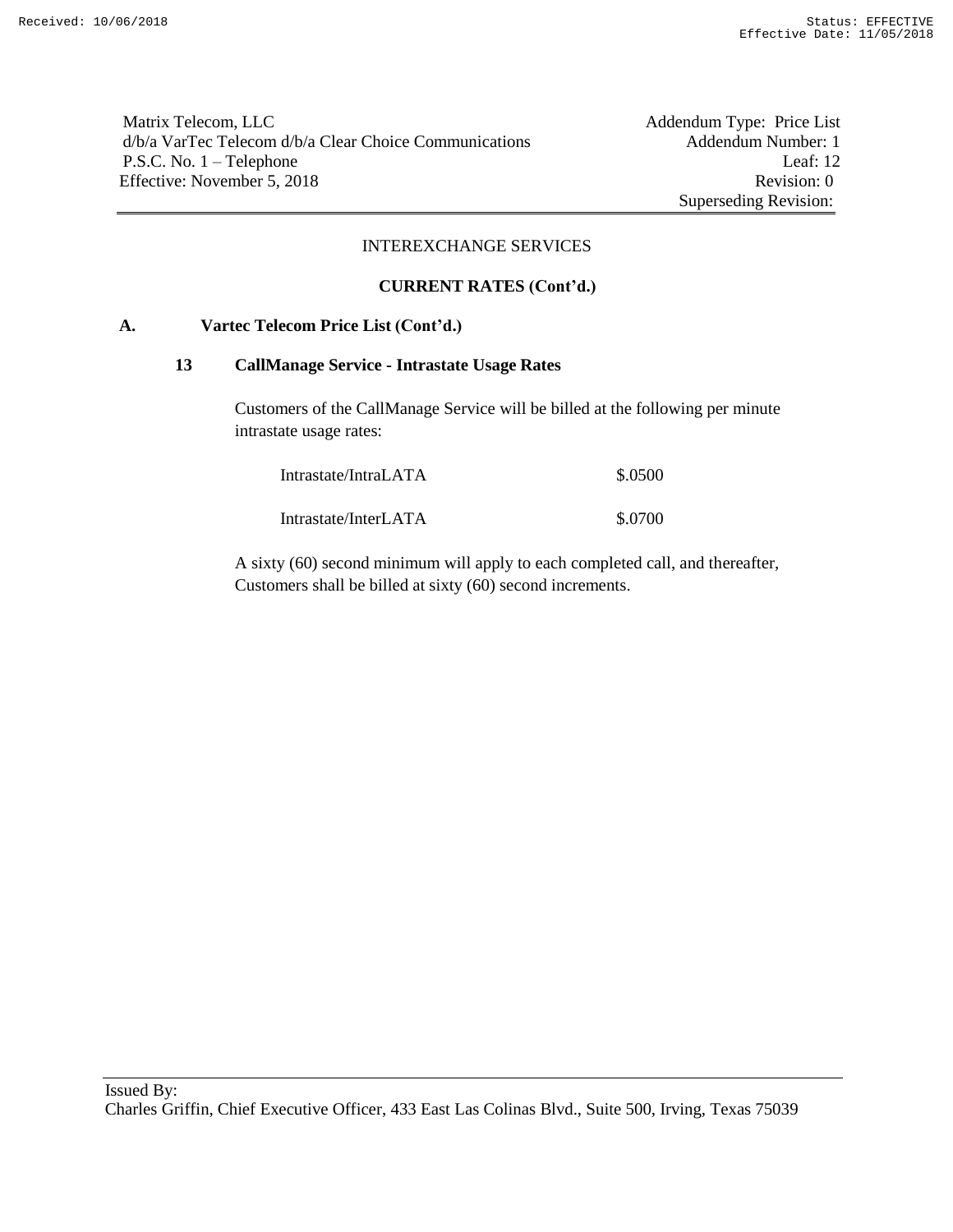Matrix Telecom, LLC
d/b/a VarTec Telecom d/b/a Clear Choice Communications
P.S.C. No. 1 – Telephone
Effective: November 5, 2018

Addendum Type: Price List
Addendum Number: 1
Leaf: 12
Revision: 0
Superseding Revision:

INTEREXCHANGE SERVICES

**CURRENT RATES (Cont'd.)**

**A. Vartec Telecom Price List (Cont'd.)**

**13 CallManage Service - Intrastate Usage Rates**

Customers of the CallManage Service will be billed at the following per minute intrastate usage rates:

| | |
|---|---|
| Intrastate/IntraLATA | $.0500 |
| Intrastate/InterLATA | $.0700 |

A sixty (60) second minimum will apply to each completed call, and thereafter, Customers shall be billed at sixty (60) second increments.

Issued By:
Charles Griffin, Chief Executive Officer, 433 East Las Colinas Blvd., Suite 500, Irving, Texas 75039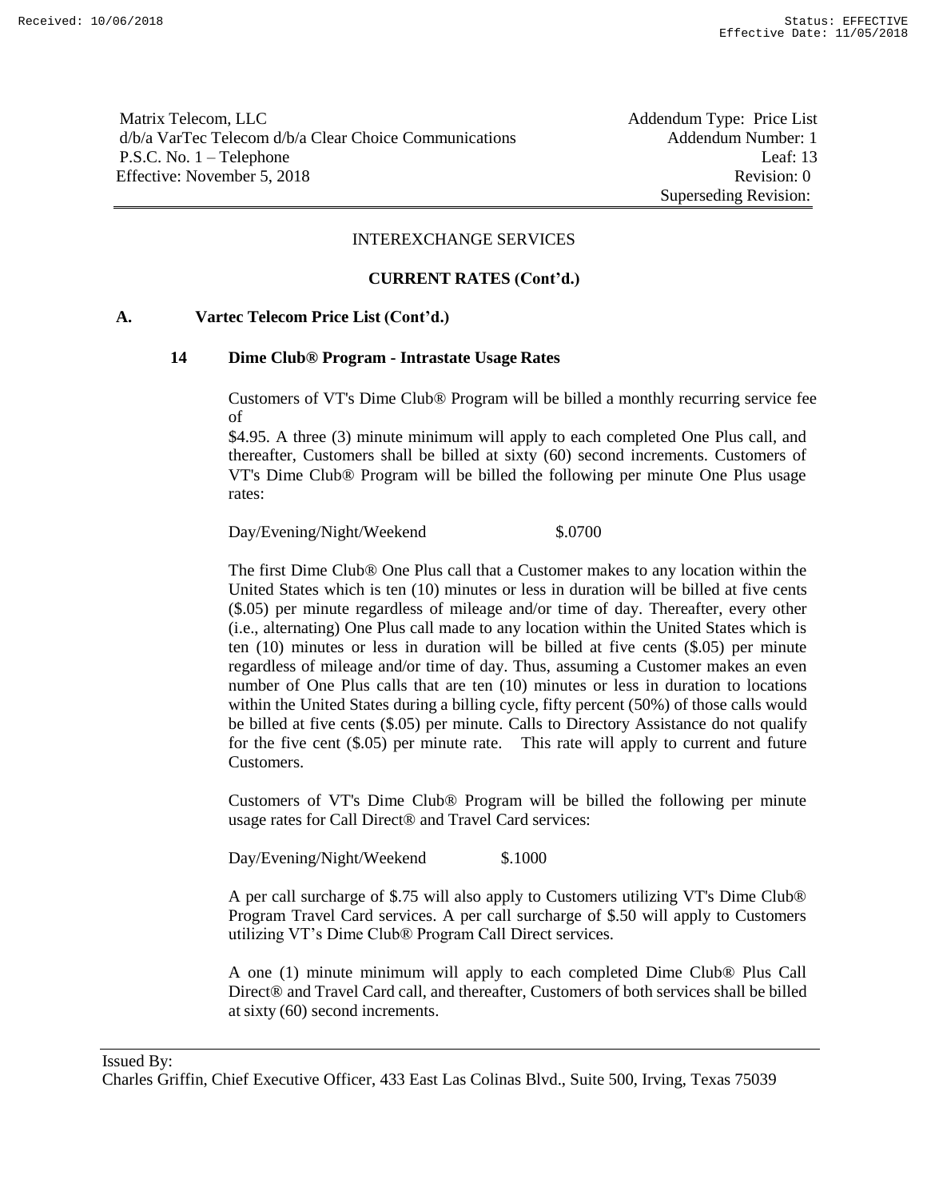Matrix Telecom, LLC
d/b/a VarTec Telecom d/b/a Clear Choice Communications
P.S.C. No. 1 – Telephone
Effective: November 5, 2018

Addendum Type: Price List
Addendum Number: 1
Leaf: 13
Revision: 0
Superseding Revision:

INTEREXCHANGE SERVICES

**CURRENT RATES (Cont'd.)**

**A. Vartec Telecom Price List (Cont'd.)**

**14 Dime Club® Program - Intrastate Usage Rates**

Customers of VT's Dime Club® Program will be billed a monthly recurring service fee of
$4.95. A three (3) minute minimum will apply to each completed One Plus call, and thereafter, Customers shall be billed at sixty (60) second increments. Customers of VT's Dime Club® Program will be billed the following per minute One Plus usage rates:

Day/Evening/Night/Weekend $.0700

The first Dime Club® One Plus call that a Customer makes to any location within the United States which is ten (10) minutes or less in duration will be billed at five cents ($.05) per minute regardless of mileage and/or time of day. Thereafter, every other (i.e., alternating) One Plus call made to any location within the United States which is ten (10) minutes or less in duration will be billed at five cents ($.05) per minute regardless of mileage and/or time of day. Thus, assuming a Customer makes an even number of One Plus calls that are ten (10) minutes or less in duration to locations within the United States during a billing cycle, fifty percent (50%) of those calls would be billed at five cents ($.05) per minute. Calls to Directory Assistance do not qualify for the five cent ($.05) per minute rate. This rate will apply to current and future Customers.

Customers of VT's Dime Club® Program will be billed the following per minute usage rates for Call Direct® and Travel Card services:

Day/Evening/Night/Weekend $.1000

A per call surcharge of $.75 will also apply to Customers utilizing VT's Dime Club® Program Travel Card services. A per call surcharge of $.50 will apply to Customers utilizing VT's Dime Club® Program Call Direct services.

A one (1) minute minimum will apply to each completed Dime Club® Plus Call Direct® and Travel Card call, and thereafter, Customers of both services shall be billed at sixty (60) second increments.

Issued By:
Charles Griffin, Chief Executive Officer, 433 East Las Colinas Blvd., Suite 500, Irving, Texas 75039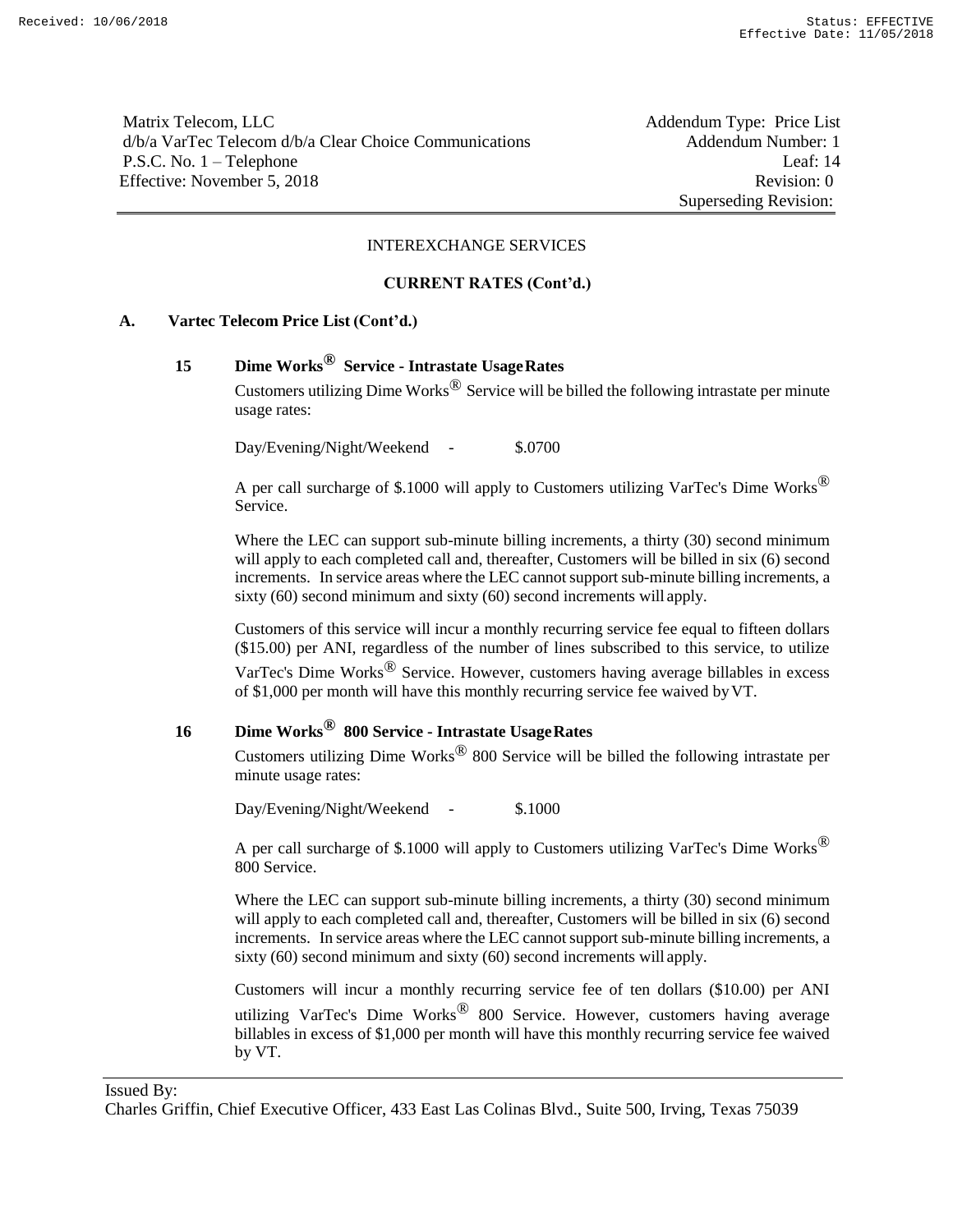Matrix Telecom, LLC
d/b/a VarTec Telecom d/b/a Clear Choice Communications
P.S.C. No. 1 – Telephone
Effective: November 5, 2018

Addendum Type: Price List
Addendum Number: 1
Leaf: 14
Revision: 0
Superseding Revision:

INTEREXCHANGE SERVICES

**CURRENT RATES (Cont'd.)**

**A. Vartec Telecom Price List (Cont'd.)**

**15 Dime Works® Service - Intrastate Usage Rates**

Customers utilizing Dime Works® Service will be billed the following intrastate per minute usage rates:

Day/Evening/Night/Weekend - $.0700

A per call surcharge of $.1000 will apply to Customers utilizing VarTec's Dime Works® Service.

Where the LEC can support sub-minute billing increments, a thirty (30) second minimum will apply to each completed call and, thereafter, Customers will be billed in six (6) second increments. In service areas where the LEC cannot support sub-minute billing increments, a sixty (60) second minimum and sixty (60) second increments will apply.

Customers of this service will incur a monthly recurring service fee equal to fifteen dollars ($15.00) per ANI, regardless of the number of lines subscribed to this service, to utilize VarTec's Dime Works® Service. However, customers having average billables in excess of $1,000 per month will have this monthly recurring service fee waived by VT.

**16 Dime Works® 800 Service - Intrastate Usage Rates**

Customers utilizing Dime Works® 800 Service will be billed the following intrastate per minute usage rates:

Day/Evening/Night/Weekend - $.1000

A per call surcharge of $.1000 will apply to Customers utilizing VarTec's Dime Works® 800 Service.

Where the LEC can support sub-minute billing increments, a thirty (30) second minimum will apply to each completed call and, thereafter, Customers will be billed in six (6) second increments. In service areas where the LEC cannot support sub-minute billing increments, a sixty (60) second minimum and sixty (60) second increments will apply.

Customers will incur a monthly recurring service fee of ten dollars ($10.00) per ANI utilizing VarTec's Dime Works® 800 Service. However, customers having average billables in excess of $1,000 per month will have this monthly recurring service fee waived by VT.

Issued By:
Charles Griffin, Chief Executive Officer, 433 East Las Colinas Blvd., Suite 500, Irving, Texas 75039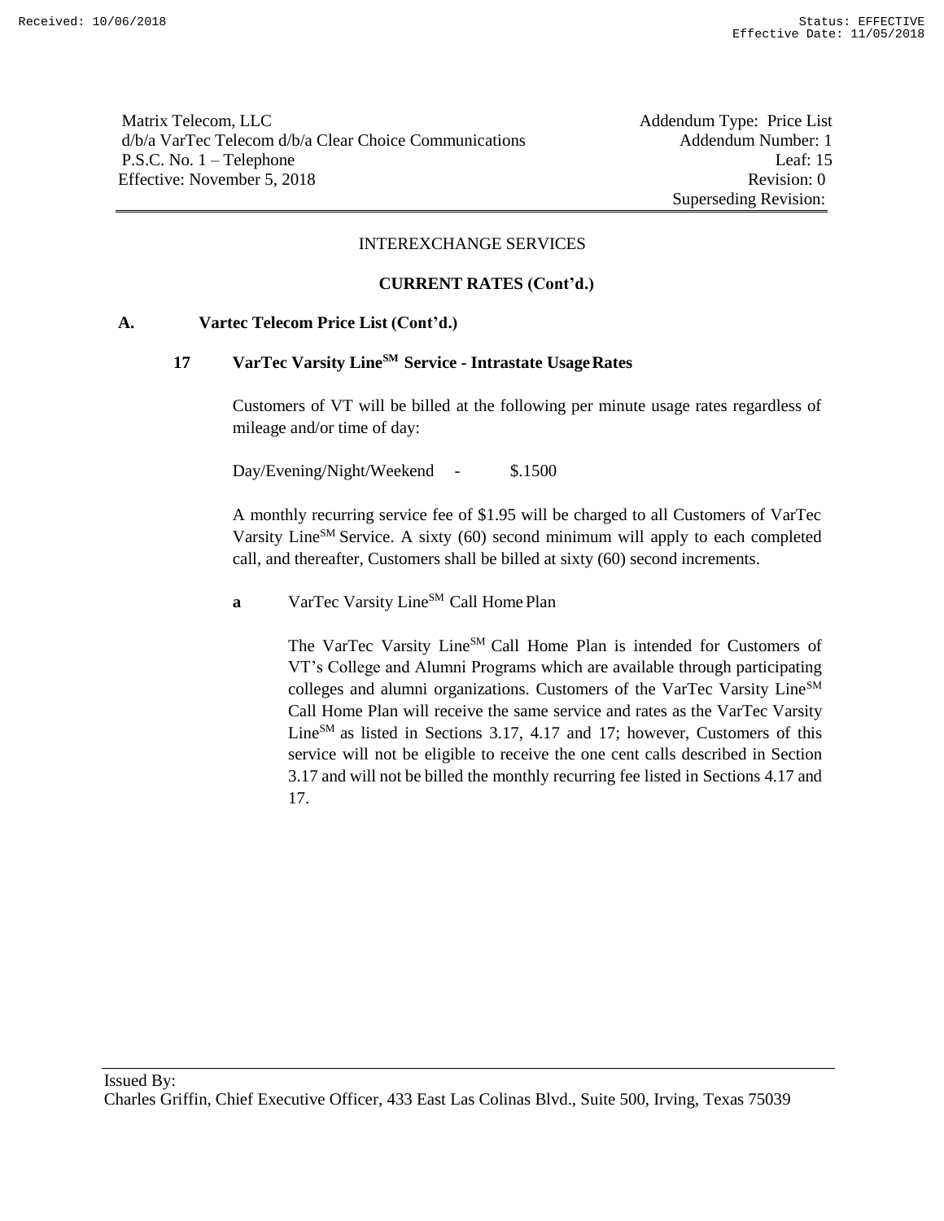Matrix Telecom, LLC
d/b/a VarTec Telecom d/b/a Clear Choice Communications
P.S.C. No. 1 – Telephone
Effective: November 5, 2018

Addendum Type: Price List
Addendum Number: 1
Leaf: 15
Revision: 0
Superseding Revision:

INTEREXCHANGE SERVICES

**CURRENT RATES (Cont'd.)**

**A. Vartec Telecom Price List (Cont'd.)**

**17 VarTec Varsity Line[SM] Service - Intrastate Usage Rates**

Customers of VT will be billed at the following per minute usage rates regardless of mileage and/or time of day:

Day/Evening/Night/Weekend - $.1500

A monthly recurring service fee of $1.95 will be charged to all Customers of VarTec Varsity Line[SM] Service. A sixty (60) second minimum will apply to each completed call, and thereafter, Customers shall be billed at sixty (60) second increments.

**a** VarTec Varsity Line[SM] Call Home Plan

The VarTec Varsity Line[SM] Call Home Plan is intended for Customers of VT's College and Alumni Programs which are available through participating colleges and alumni organizations. Customers of the VarTec Varsity Line[SM] Call Home Plan will receive the same service and rates as the VarTec Varsity Line[SM] as listed in Sections 3.17, 4.17 and 17; however, Customers of this service will not be eligible to receive the one cent calls described in Section 3.17 and will not be billed the monthly recurring fee listed in Sections 4.17 and 17.

Issued By:
Charles Griffin, Chief Executive Officer, 433 East Las Colinas Blvd., Suite 500, Irving, Texas 75039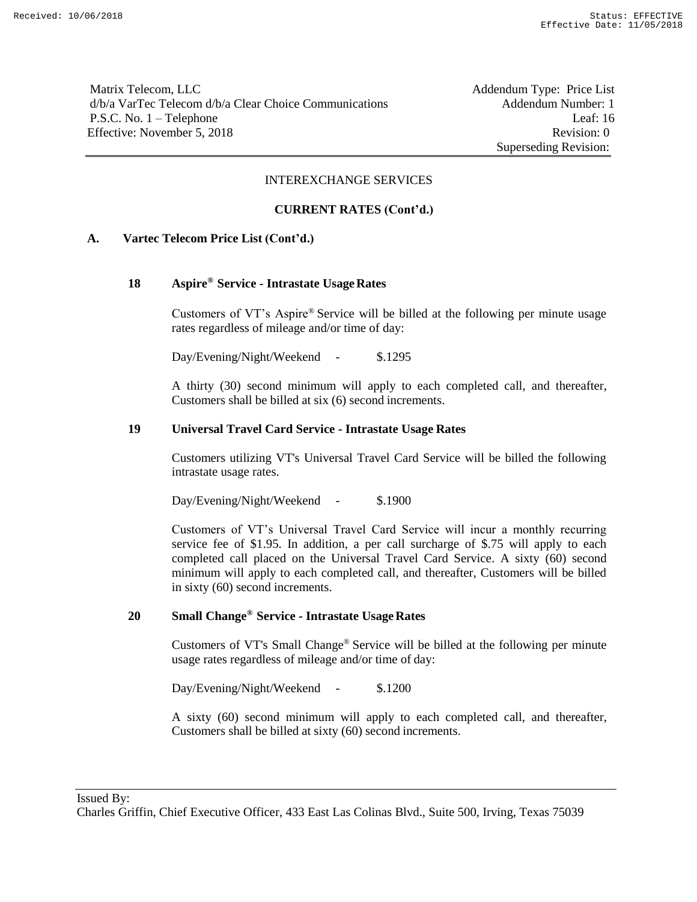Matrix Telecom, LLC
d/b/a VarTec Telecom d/b/a Clear Choice Communications
P.S.C. No. 1 – Telephone
Effective: November 5, 2018

Addendum Type: Price List
Addendum Number: 1
Leaf: 16
Revision: 0
Superseding Revision:

INTEREXCHANGE SERVICES

**CURRENT RATES (Cont'd.)**

**A. Vartec Telecom Price List (Cont'd.)**

**18 Aspire® Service - Intrastate Usage Rates**

Customers of VT's Aspire® Service will be billed at the following per minute usage rates regardless of mileage and/or time of day:

Day/Evening/Night/Weekend - $.1295

A thirty (30) second minimum will apply to each completed call, and thereafter, Customers shall be billed at six (6) second increments.

**19 Universal Travel Card Service - Intrastate Usage Rates**

Customers utilizing VT's Universal Travel Card Service will be billed the following intrastate usage rates.

Day/Evening/Night/Weekend - $.1900

Customers of VT's Universal Travel Card Service will incur a monthly recurring service fee of $1.95. In addition, a per call surcharge of $.75 will apply to each completed call placed on the Universal Travel Card Service. A sixty (60) second minimum will apply to each completed call, and thereafter, Customers will be billed in sixty (60) second increments.

**20 Small Change® Service - Intrastate Usage Rates**

Customers of VT's Small Change® Service will be billed at the following per minute usage rates regardless of mileage and/or time of day:

Day/Evening/Night/Weekend - $.1200

A sixty (60) second minimum will apply to each completed call, and thereafter, Customers shall be billed at sixty (60) second increments.

Issued By:
Charles Griffin, Chief Executive Officer, 433 East Las Colinas Blvd., Suite 500, Irving, Texas 75039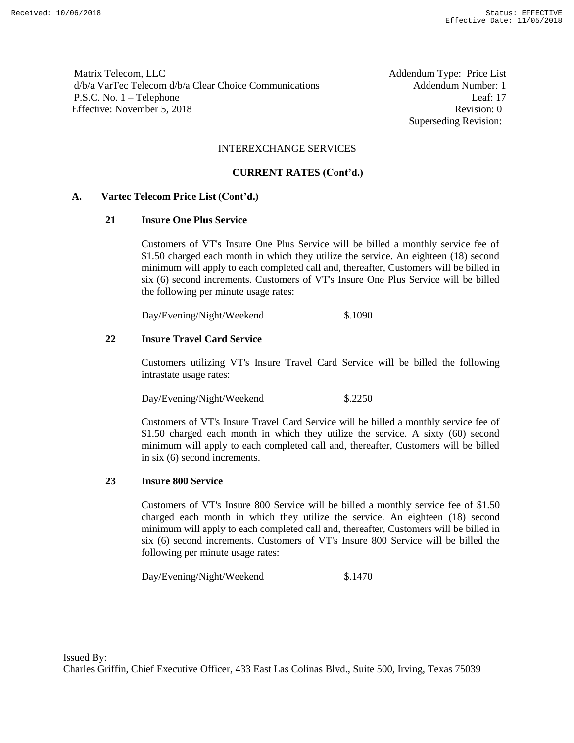Matrix Telecom, LLC
d/b/a VarTec Telecom d/b/a Clear Choice Communications
P.S.C. No. 1 – Telephone
Effective: November 5, 2018

Addendum Type: Price List
Addendum Number: 1
Leaf: 17
Revision: 0
Superseding Revision:

INTEREXCHANGE SERVICES

**CURRENT RATES (Cont'd.)**

**A. Vartec Telecom Price List (Cont'd.)**

**21 Insure One Plus Service**

Customers of VT's Insure One Plus Service will be billed a monthly service fee of \$1.50 charged each month in which they utilize the service. An eighteen (18) second minimum will apply to each completed call and, thereafter, Customers will be billed in six (6) second increments. Customers of VT's Insure One Plus Service will be billed the following per minute usage rates:

| | |
|---|---|
| Day/Evening/Night/Weekend | $.1090 |

**22 Insure Travel Card Service**

Customers utilizing VT's Insure Travel Card Service will be billed the following intrastate usage rates:

| | |
|---|---|
| Day/Evening/Night/Weekend | $.2250 |

Customers of VT's Insure Travel Card Service will be billed a monthly service fee of \$1.50 charged each month in which they utilize the service. A sixty (60) second minimum will apply to each completed call and, thereafter, Customers will be billed in six (6) second increments.

**23 Insure 800 Service**

Customers of VT's Insure 800 Service will be billed a monthly service fee of \$1.50 charged each month in which they utilize the service. An eighteen (18) second minimum will apply to each completed call and, thereafter, Customers will be billed in six (6) second increments. Customers of VT's Insure 800 Service will be billed the following per minute usage rates:

| | |
|---|---|
| Day/Evening/Night/Weekend | $.1470 |

Issued By:
Charles Griffin, Chief Executive Officer, 433 East Las Colinas Blvd., Suite 500, Irving, Texas 75039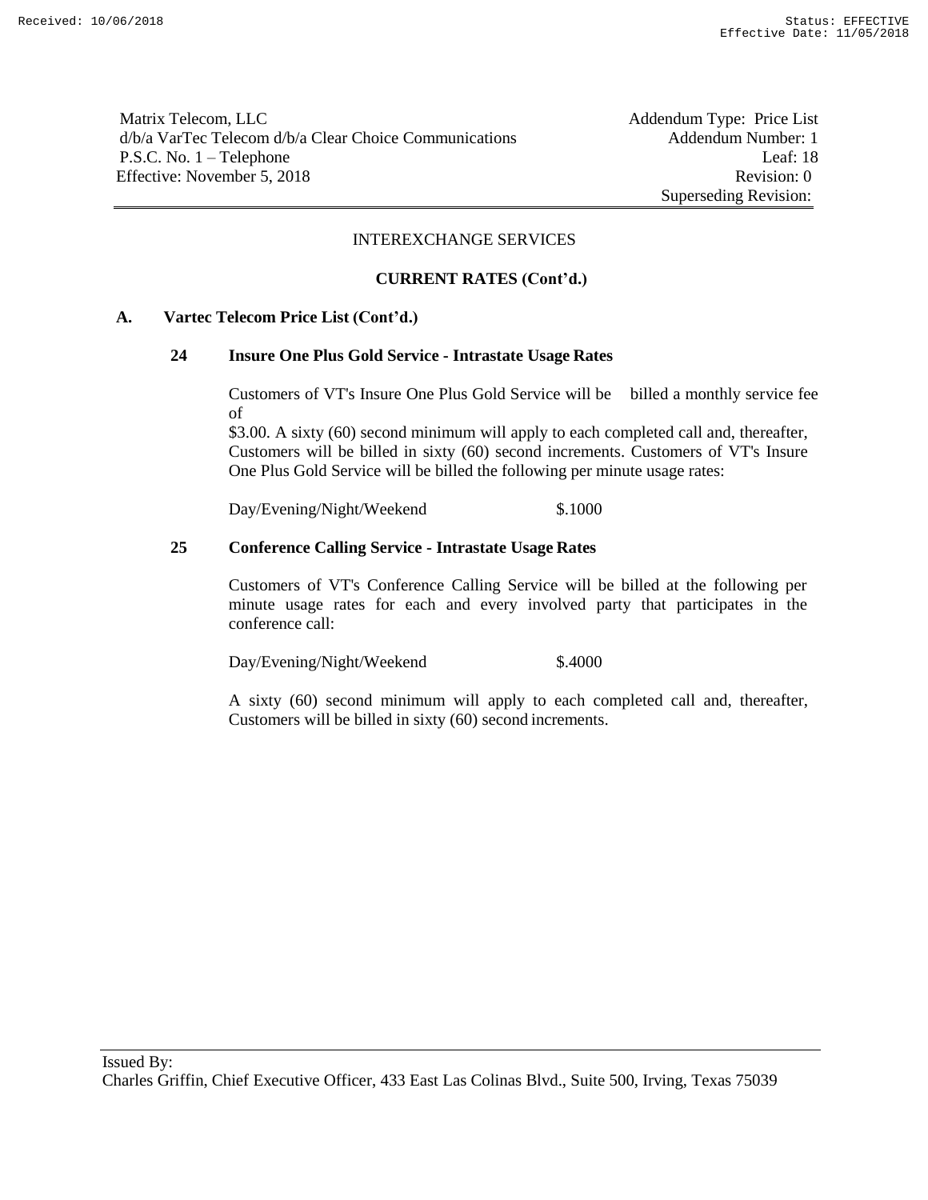Matrix Telecom, LLC
d/b/a VarTec Telecom d/b/a Clear Choice Communications
P.S.C. No. 1 – Telephone
Effective: November 5, 2018

Addendum Type: Price List
Addendum Number: 1
Leaf: 18
Revision: 0
Superseding Revision:

INTEREXCHANGE SERVICES

**CURRENT RATES (Cont'd.)**

**A. Vartec Telecom Price List (Cont'd.)**

**24 Insure One Plus Gold Service - Intrastate Usage Rates**

Customers of VT's Insure One Plus Gold Service will be billed a monthly service fee of
$3.00. A sixty (60) second minimum will apply to each completed call and, thereafter, Customers will be billed in sixty (60) second increments. Customers of VT's Insure One Plus Gold Service will be billed the following per minute usage rates:

Day/Evening/Night/Weekend $.1000

**25 Conference Calling Service - Intrastate Usage Rates**

Customers of VT's Conference Calling Service will be billed at the following per minute usage rates for each and every involved party that participates in the conference call:

Day/Evening/Night/Weekend $.4000

A sixty (60) second minimum will apply to each completed call and, thereafter, Customers will be billed in sixty (60) second increments.

Issued By:
Charles Griffin, Chief Executive Officer, 433 East Las Colinas Blvd., Suite 500, Irving, Texas 75039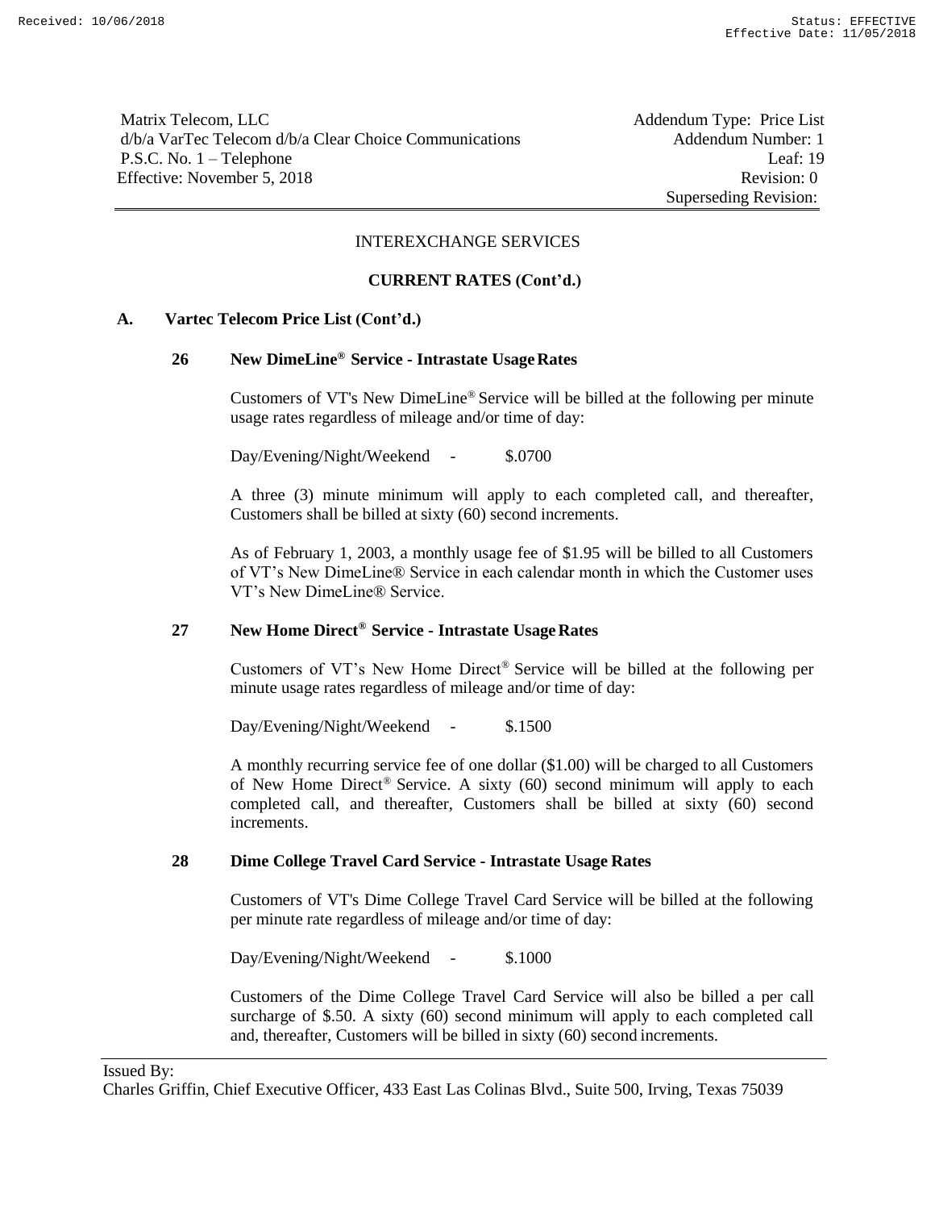Matrix Telecom, LLC
d/b/a VarTec Telecom d/b/a Clear Choice Communications
P.S.C. No. 1 – Telephone
Effective: November 5, 2018

Addendum Type: Price List
Addendum Number: 1
Leaf: 19
Revision: 0
Superseding Revision:

INTEREXCHANGE SERVICES

**CURRENT RATES (Cont'd.)**

**A. Vartec Telecom Price List (Cont'd.)**

**26 New DimeLine® Service - Intrastate Usage Rates**

Customers of VT's New DimeLine® Service will be billed at the following per minute usage rates regardless of mileage and/or time of day:

Day/Evening/Night/Weekend - $.0700

A three (3) minute minimum will apply to each completed call, and thereafter, Customers shall be billed at sixty (60) second increments.

As of February 1, 2003, a monthly usage fee of $1.95 will be billed to all Customers of VT's New DimeLine® Service in each calendar month in which the Customer uses VT's New DimeLine® Service.

**27 New Home Direct® Service - Intrastate Usage Rates**

Customers of VT's New Home Direct® Service will be billed at the following per minute usage rates regardless of mileage and/or time of day:

Day/Evening/Night/Weekend - $.1500

A monthly recurring service fee of one dollar ($1.00) will be charged to all Customers of New Home Direct® Service. A sixty (60) second minimum will apply to each completed call, and thereafter, Customers shall be billed at sixty (60) second increments.

**28 Dime College Travel Card Service - Intrastate Usage Rates**

Customers of VT's Dime College Travel Card Service will be billed at the following per minute rate regardless of mileage and/or time of day:

Day/Evening/Night/Weekend - $.1000

Customers of the Dime College Travel Card Service will also be billed a per call surcharge of $.50. A sixty (60) second minimum will apply to each completed call and, thereafter, Customers will be billed in sixty (60) second increments.

Issued By:
Charles Griffin, Chief Executive Officer, 433 East Las Colinas Blvd., Suite 500, Irving, Texas 75039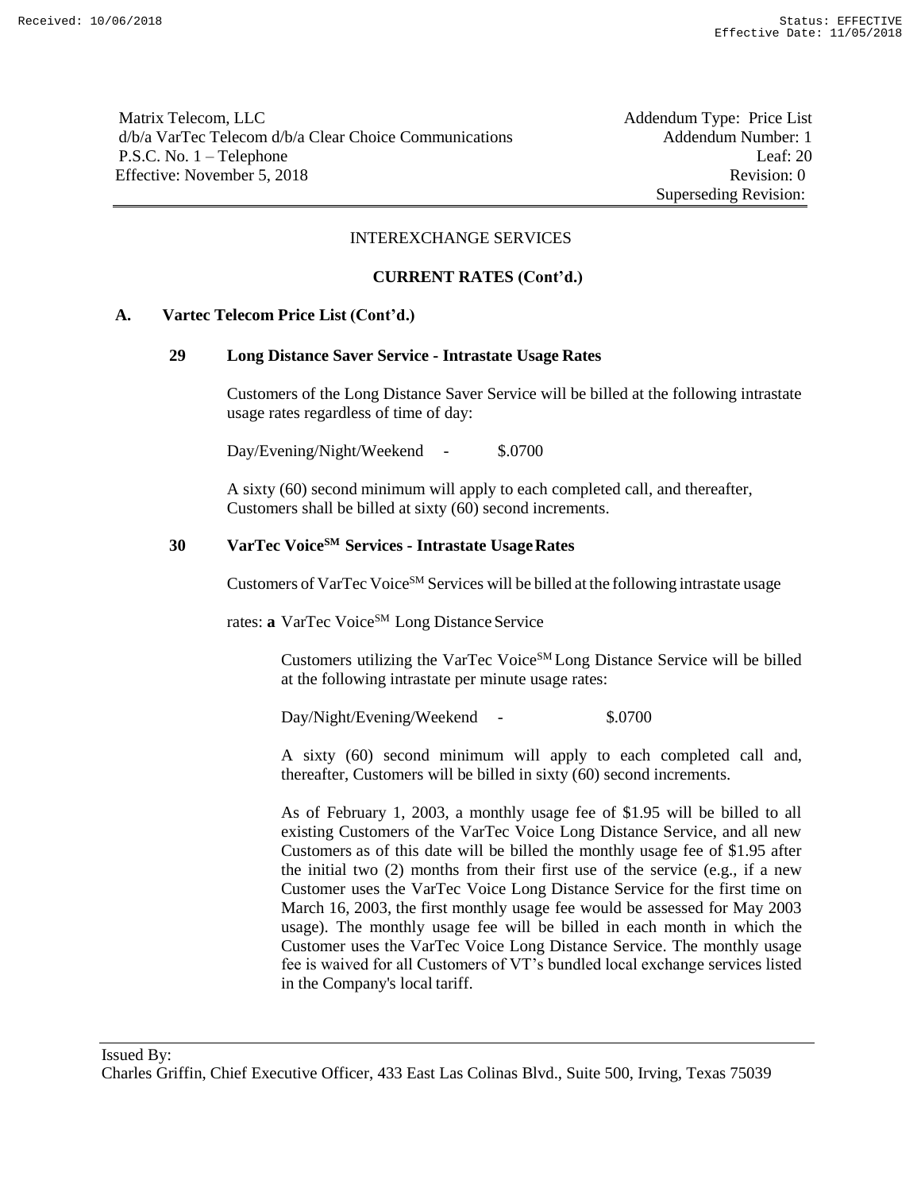Matrix Telecom, LLC
d/b/a VarTec Telecom d/b/a Clear Choice Communications
P.S.C. No. 1 – Telephone
Effective: November 5, 2018

Addendum Type: Price List
Addendum Number: 1
Leaf: 20
Revision: 0
Superseding Revision:

INTEREXCHANGE SERVICES

**CURRENT RATES (Cont'd.)**

**A. Vartec Telecom Price List (Cont'd.)**

**29 Long Distance Saver Service - Intrastate Usage Rates**

Customers of the Long Distance Saver Service will be billed at the following intrastate usage rates regardless of time of day:

Day/Evening/Night/Weekend - $.0700

A sixty (60) second minimum will apply to each completed call, and thereafter, Customers shall be billed at sixty (60) second increments.

**30 VarTec Voice[SM] Services - Intrastate Usage Rates**

Customers of VarTec Voice[SM] Services will be billed at the following intrastate usage rates: **a** VarTec Voice[SM] Long Distance Service

Customers utilizing the VarTec Voice[SM] Long Distance Service will be billed at the following intrastate per minute usage rates:

Day/Night/Evening/Weekend - $.0700

A sixty (60) second minimum will apply to each completed call and, thereafter, Customers will be billed in sixty (60) second increments.

As of February 1, 2003, a monthly usage fee of $1.95 will be billed to all existing Customers of the VarTec Voice Long Distance Service, and all new Customers as of this date will be billed the monthly usage fee of $1.95 after the initial two (2) months from their first use of the service (e.g., if a new Customer uses the VarTec Voice Long Distance Service for the first time on March 16, 2003, the first monthly usage fee would be assessed for May 2003 usage). The monthly usage fee will be billed in each month in which the Customer uses the VarTec Voice Long Distance Service. The monthly usage fee is waived for all Customers of VT's bundled local exchange services listed in the Company's local tariff.

Issued By:
Charles Griffin, Chief Executive Officer, 433 East Las Colinas Blvd., Suite 500, Irving, Texas 75039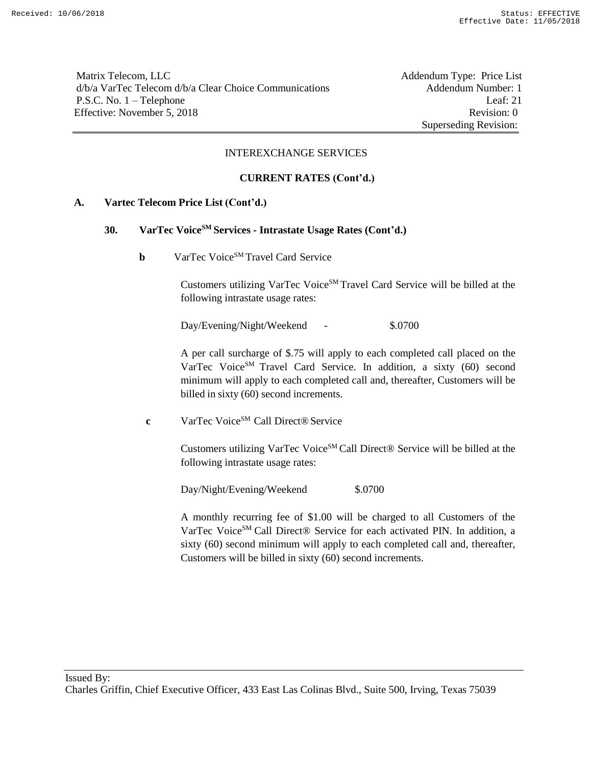Matrix Telecom, LLC
d/b/a VarTec Telecom d/b/a Clear Choice Communications
P.S.C. No. 1 – Telephone
Effective: November 5, 2018

Addendum Type: Price List
Addendum Number: 1
Leaf: 21
Revision: 0
Superseding Revision:

INTEREXCHANGE SERVICES

**CURRENT RATES (Cont'd.)**

**A. Vartec Telecom Price List (Cont'd.)**

**30. VarTec Voice[SM] Services - Intrastate Usage Rates (Cont'd.)**

**b** VarTec Voice[SM] Travel Card Service

Customers utilizing VarTec Voice[SM] Travel Card Service will be billed at the following intrastate usage rates:

Day/Evening/Night/Weekend - $.0700

A per call surcharge of $.75 will apply to each completed call placed on the VarTec Voice[SM] Travel Card Service. In addition, a sixty (60) second minimum will apply to each completed call and, thereafter, Customers will be billed in sixty (60) second increments.

**c** VarTec Voice[SM] Call Direct® Service

Customers utilizing VarTec Voice[SM] Call Direct® Service will be billed at the following intrastate usage rates:

Day/Night/Evening/Weekend $.0700

A monthly recurring fee of $1.00 will be charged to all Customers of the VarTec Voice[SM] Call Direct® Service for each activated PIN. In addition, a sixty (60) second minimum will apply to each completed call and, thereafter, Customers will be billed in sixty (60) second increments.

Issued By:
Charles Griffin, Chief Executive Officer, 433 East Las Colinas Blvd., Suite 500, Irving, Texas 75039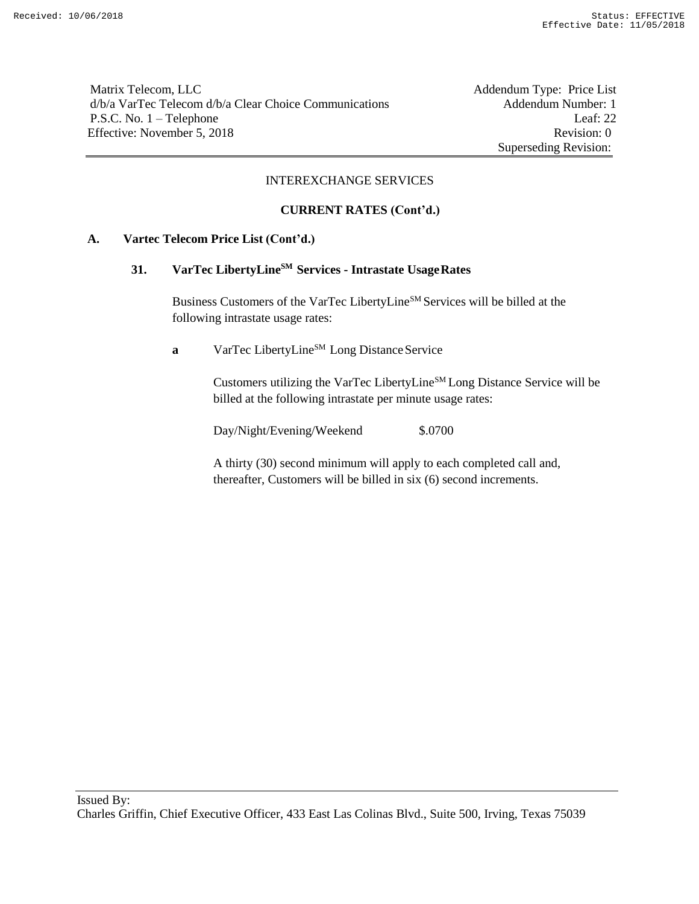Matrix Telecom, LLC
d/b/a VarTec Telecom d/b/a Clear Choice Communications
P.S.C. No. 1 – Telephone
Effective: November 5, 2018

Addendum Type: Price List
Addendum Number: 1
Leaf: 22
Revision: 0
Superseding Revision:

INTEREXCHANGE SERVICES

**CURRENT RATES (Cont'd.)**

**A. Vartec Telecom Price List (Cont'd.)**

**31. VarTec LibertyLine℠ Services - Intrastate Usage Rates**

Business Customers of the VarTec LibertyLine℠ Services will be billed at the following intrastate usage rates:

**a** VarTec LibertyLine℠ Long Distance Service

Customers utilizing the VarTec LibertyLine℠ Long Distance Service will be billed at the following intrastate per minute usage rates:

| | |
|---|---|
| Day/Night/Evening/Weekend | $.0700 |

A thirty (30) second minimum will apply to each completed call and, thereafter, Customers will be billed in six (6) second increments.

Issued By:
Charles Griffin, Chief Executive Officer, 433 East Las Colinas Blvd., Suite 500, Irving, Texas 75039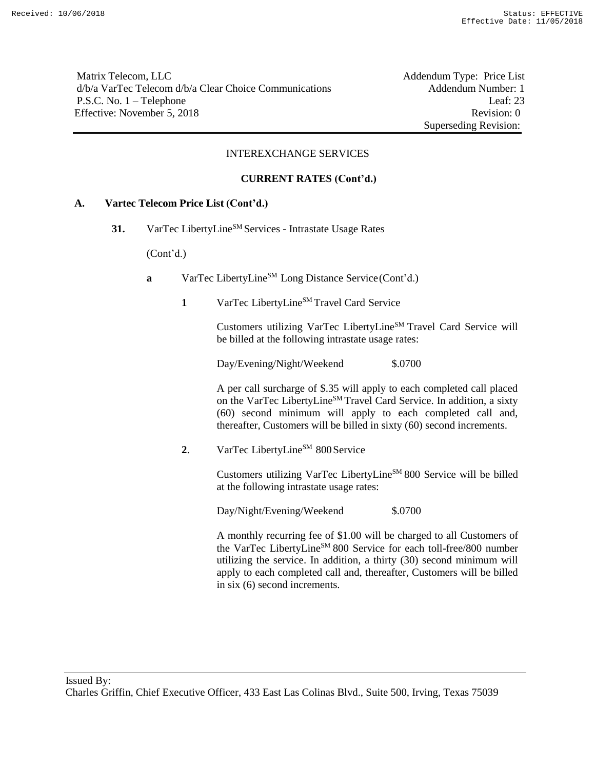Matrix Telecom, LLC
d/b/a VarTec Telecom d/b/a Clear Choice Communications
P.S.C. No. 1 – Telephone
Effective: November 5, 2018

Addendum Type: Price List
Addendum Number: 1
Leaf: 23
Revision: 0
Superseding Revision:

INTEREXCHANGE SERVICES

**CURRENT RATES (Cont'd.)**

**A. Vartec Telecom Price List (Cont'd.)**

**31.** VarTec LibertyLine[SM] Services - Intrastate Usage Rates

(Cont'd.)

**a** VarTec LibertyLine[SM] Long Distance Service (Cont'd.)

**1** VarTec LibertyLine[SM] Travel Card Service

Customers utilizing VarTec LibertyLine[SM] Travel Card Service will be billed at the following intrastate usage rates:

Day/Evening/Night/Weekend $.0700

A per call surcharge of $.35 will apply to each completed call placed on the VarTec LibertyLine[SM] Travel Card Service. In addition, a sixty (60) second minimum will apply to each completed call and, thereafter, Customers will be billed in sixty (60) second increments.

**2**. VarTec LibertyLine[SM] 800 Service

Customers utilizing VarTec LibertyLine[SM] 800 Service will be billed at the following intrastate usage rates:

Day/Night/Evening/Weekend $.0700

A monthly recurring fee of $1.00 will be charged to all Customers of the VarTec LibertyLine[SM] 800 Service for each toll-free/800 number utilizing the service. In addition, a thirty (30) second minimum will apply to each completed call and, thereafter, Customers will be billed in six (6) second increments.

Issued By:
Charles Griffin, Chief Executive Officer, 433 East Las Colinas Blvd., Suite 500, Irving, Texas 75039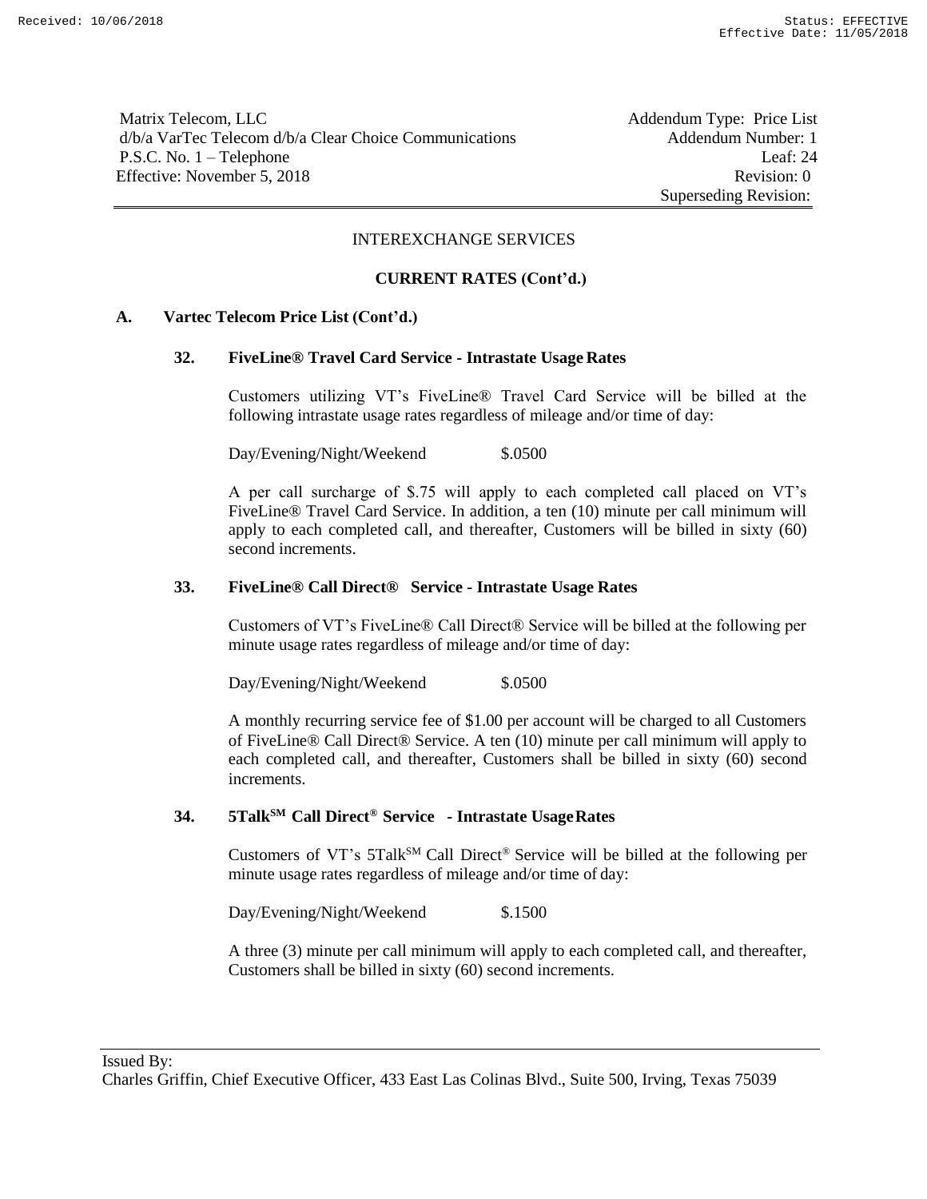Matrix Telecom, LLC
d/b/a VarTec Telecom d/b/a Clear Choice Communications
P.S.C. No. 1 – Telephone
Effective: November 5, 2018

Addendum Type: Price List
Addendum Number: 1
Leaf: 24
Revision: 0
Superseding Revision:

INTEREXCHANGE SERVICES

**CURRENT RATES (Cont'd.)**

**A. Vartec Telecom Price List (Cont'd.)**

**32. FiveLine® Travel Card Service - Intrastate Usage Rates**

Customers utilizing VT's FiveLine® Travel Card Service will be billed at the following intrastate usage rates regardless of mileage and/or time of day:

Day/Evening/Night/Weekend $.0500

A per call surcharge of $.75 will apply to each completed call placed on VT's FiveLine® Travel Card Service. In addition, a ten (10) minute per call minimum will apply to each completed call, and thereafter, Customers will be billed in sixty (60) second increments.

**33. FiveLine® Call Direct® Service - Intrastate Usage Rates**

Customers of VT's FiveLine® Call Direct® Service will be billed at the following per minute usage rates regardless of mileage and/or time of day:

Day/Evening/Night/Weekend $.0500

A monthly recurring service fee of $1.00 per account will be charged to all Customers of FiveLine® Call Direct® Service. A ten (10) minute per call minimum will apply to each completed call, and thereafter, Customers shall be billed in sixty (60) second increments.

**34. 5Talk℠ Call Direct® Service - Intrastate Usage Rates**

Customers of VT's 5Talk℠ Call Direct® Service will be billed at the following per minute usage rates regardless of mileage and/or time of day:

Day/Evening/Night/Weekend $.1500

A three (3) minute per call minimum will apply to each completed call, and thereafter, Customers shall be billed in sixty (60) second increments.

Issued By:
Charles Griffin, Chief Executive Officer, 433 East Las Colinas Blvd., Suite 500, Irving, Texas 75039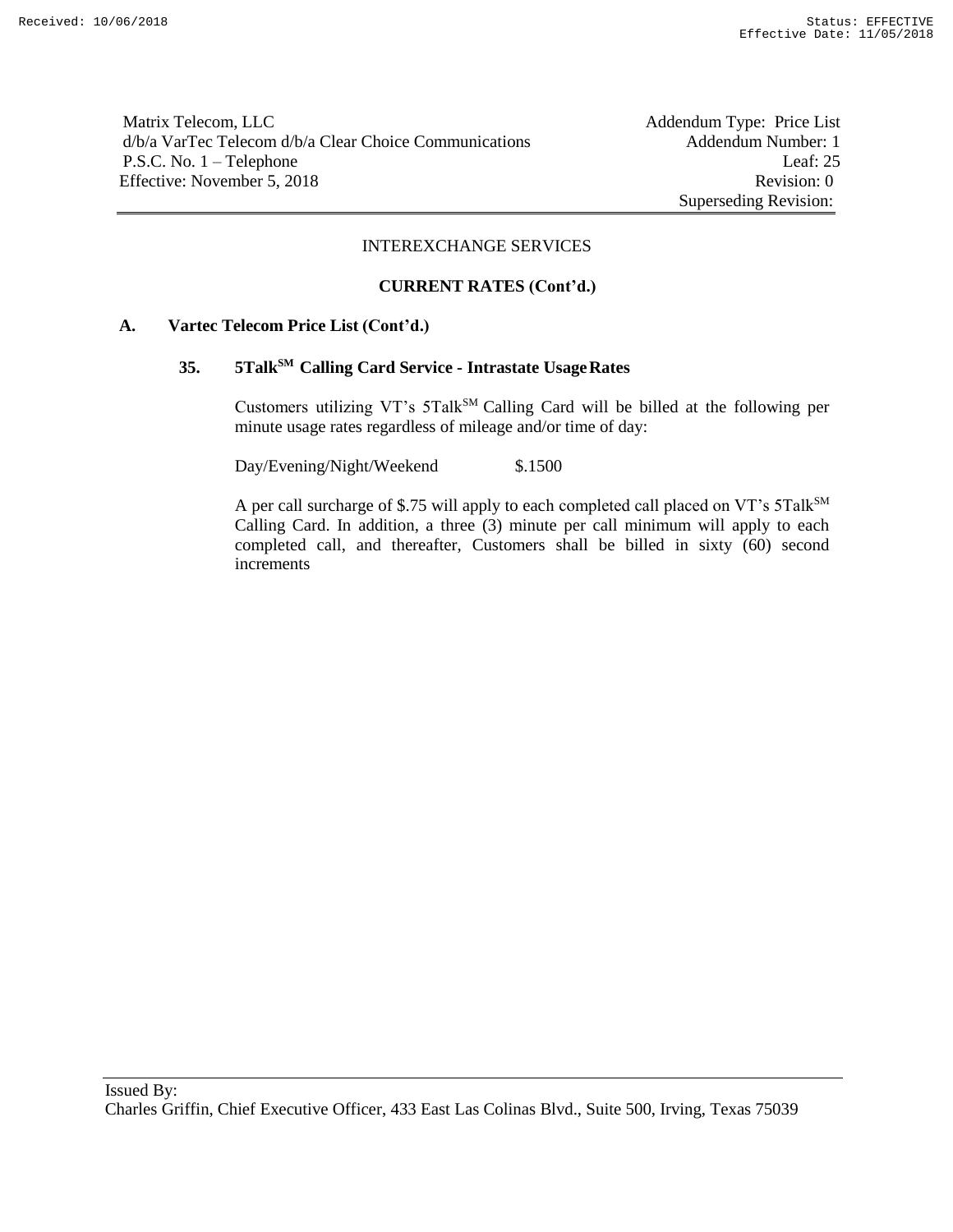Matrix Telecom, LLC
d/b/a VarTec Telecom d/b/a Clear Choice Communications
P.S.C. No. 1 – Telephone
Effective: November 5, 2018

Addendum Type: Price List
Addendum Number: 1
Leaf: 25
Revision: 0
Superseding Revision:

INTEREXCHANGE SERVICES

**CURRENT RATES (Cont'd.)**

**A. Vartec Telecom Price List (Cont'd.)**

**35. 5Talk$^{SM}$ Calling Card Service - Intrastate Usage Rates**

Customers utilizing VT's 5Talk$^{SM}$ Calling Card will be billed at the following per minute usage rates regardless of mileage and/or time of day:

Day/Evening/Night/Weekend $.1500

A per call surcharge of $.75 will apply to each completed call placed on VT's 5Talk$^{SM}$ Calling Card. In addition, a three (3) minute per call minimum will apply to each completed call, and thereafter, Customers shall be billed in sixty (60) second increments

Issued By:
Charles Griffin, Chief Executive Officer, 433 East Las Colinas Blvd., Suite 500, Irving, Texas 75039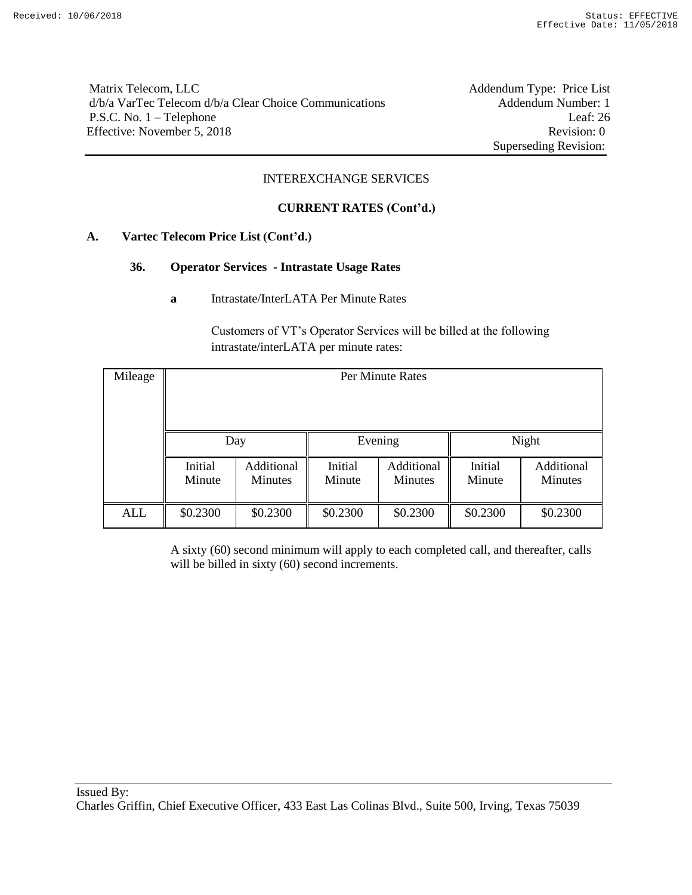Matrix Telecom, LLC
d/b/a VarTec Telecom d/b/a Clear Choice Communications
P.S.C. No. 1 – Telephone
Effective: November 5, 2018

Addendum Type: Price List
Addendum Number: 1
Leaf: 26
Revision: 0
Superseding Revision:

INTEREXCHANGE SERVICES

**CURRENT RATES (Cont'd.)**

**A. Vartec Telecom Price List (Cont'd.)**

**36. Operator Services - Intrastate Usage Rates**

**a** Intrastate/InterLATA Per Minute Rates

Customers of VT's Operator Services will be billed at the following intrastate/interLATA per minute rates:

| Mileage | Per Minute Rates | | | | | |
|---|---|---|---|---|---|---|
| | Day | | Evening | | Night | |
| | Initial Minute | Additional Minutes | Initial Minute | Additional Minutes | Initial Minute | Additional Minutes |
| ALL | $0.2300 | $0.2300 | $0.2300 | $0.2300 | $0.2300 | $0.2300 |

A sixty (60) second minimum will apply to each completed call, and thereafter, calls will be billed in sixty (60) second increments.

Issued By:
Charles Griffin, Chief Executive Officer, 433 East Las Colinas Blvd., Suite 500, Irving, Texas 75039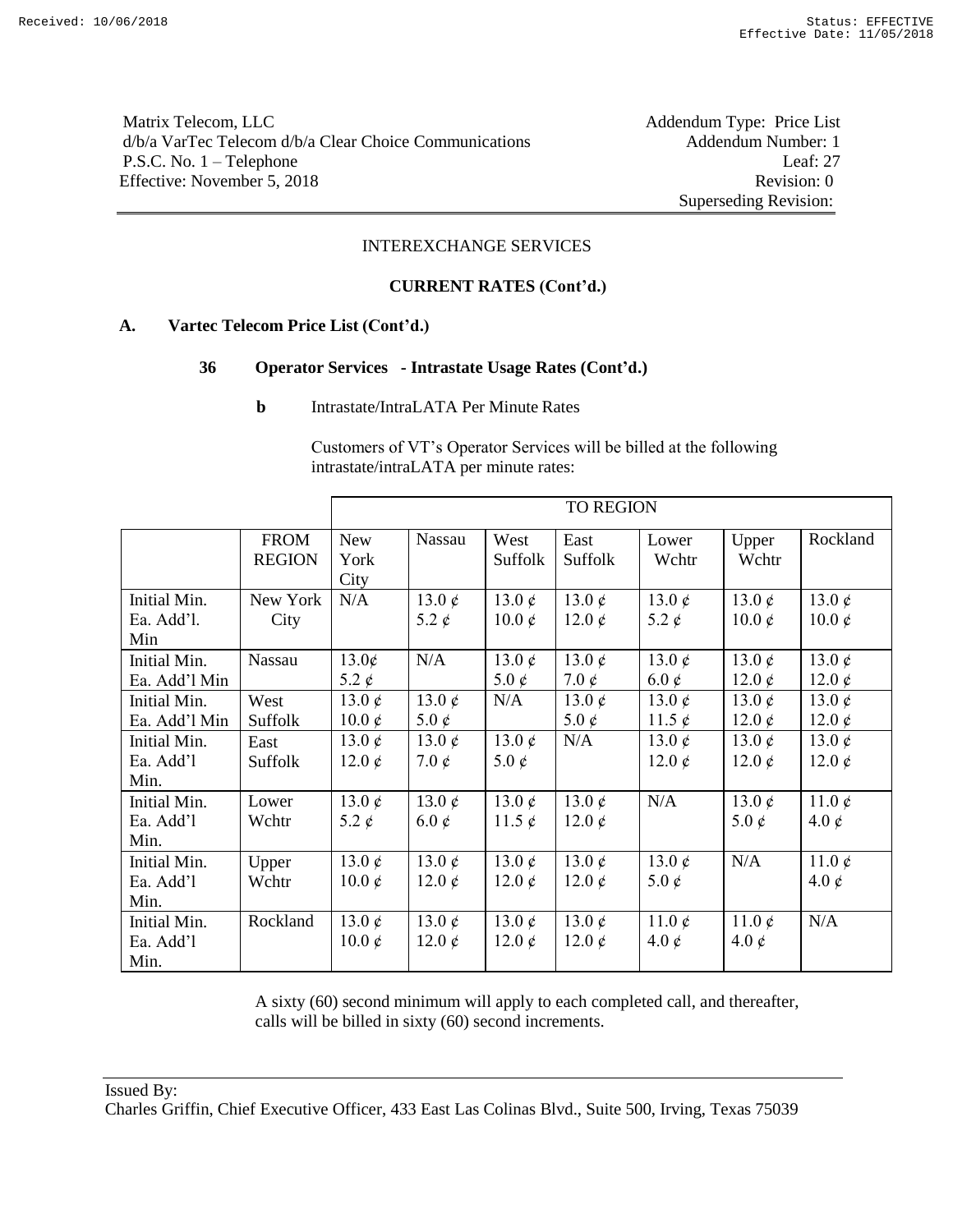Matrix Telecom, LLC
d/b/a VarTec Telecom d/b/a Clear Choice Communications
P.S.C. No. 1 – Telephone
Effective: November 5, 2018

Addendum Type: Price List
Addendum Number: 1
Leaf: 27
Revision: 0
Superseding Revision:

INTEREXCHANGE SERVICES

**CURRENT RATES (Cont'd.)**

**A. Vartec Telecom Price List (Cont'd.)**

**36 Operator Services - Intrastate Usage Rates (Cont'd.)**

**b** Intrastate/IntraLATA Per Minute Rates

Customers of VT's Operator Services will be billed at the following intrastate/intraLATA per minute rates:

| | | TO REGION | | | | | | |
|---|---|---|---|---|---|---|---|---|
| | FROM REGION | New York City | Nassau | West Suffolk | East Suffolk | Lower Wchtr | Upper Wchtr | Rockland |
| Initial Min.<br>Ea. Add'l. Min | New York City | N/A | 13.0 ¢<br>5.2 ¢ | 13.0 ¢<br>10.0 ¢ | 13.0 ¢<br>12.0 ¢ | 13.0 ¢<br>5.2 ¢ | 13.0 ¢<br>10.0 ¢ | 13.0 ¢<br>10.0 ¢ |
| Initial Min.<br>Ea. Add'l Min | Nassau | 13.0¢<br>5.2 ¢ | N/A | 13.0 ¢<br>5.0 ¢ | 13.0 ¢<br>7.0 ¢ | 13.0 ¢<br>6.0 ¢ | 13.0 ¢<br>12.0 ¢ | 13.0 ¢<br>12.0 ¢ |
| Initial Min.<br>Ea. Add'l Min | West Suffolk | 13.0 ¢<br>10.0 ¢ | 13.0 ¢<br>5.0 ¢ | N/A | 13.0 ¢<br>5.0 ¢ | 13.0 ¢<br>11.5 ¢ | 13.0 ¢<br>12.0 ¢ | 13.0 ¢<br>12.0 ¢ |
| Initial Min.<br>Ea. Add'l Min. | East Suffolk | 13.0 ¢<br>12.0 ¢ | 13.0 ¢<br>7.0 ¢ | 13.0 ¢<br>5.0 ¢ | N/A | 13.0 ¢<br>12.0 ¢ | 13.0 ¢<br>12.0 ¢ | 13.0 ¢<br>12.0 ¢ |
| Initial Min.<br>Ea. Add'l Min. | Lower Wchtr | 13.0 ¢<br>5.2 ¢ | 13.0 ¢<br>6.0 ¢ | 13.0 ¢<br>11.5 ¢ | 13.0 ¢<br>12.0 ¢ | N/A | 13.0 ¢<br>5.0 ¢ | 11.0 ¢<br>4.0 ¢ |
| Initial Min.<br>Ea. Add'l Min. | Upper Wchtr | 13.0 ¢<br>10.0 ¢ | 13.0 ¢<br>12.0 ¢ | 13.0 ¢<br>12.0 ¢ | 13.0 ¢<br>12.0 ¢ | 13.0 ¢<br>5.0 ¢ | N/A | 11.0 ¢<br>4.0 ¢ |
| Initial Min.<br>Ea. Add'l Min. | Rockland | 13.0 ¢<br>10.0 ¢ | 13.0 ¢<br>12.0 ¢ | 13.0 ¢<br>12.0 ¢ | 13.0 ¢<br>12.0 ¢ | 11.0 ¢<br>4.0 ¢ | 11.0 ¢<br>4.0 ¢ | N/A |

A sixty (60) second minimum will apply to each completed call, and thereafter, calls will be billed in sixty (60) second increments.

Issued By:
Charles Griffin, Chief Executive Officer, 433 East Las Colinas Blvd., Suite 500, Irving, Texas 75039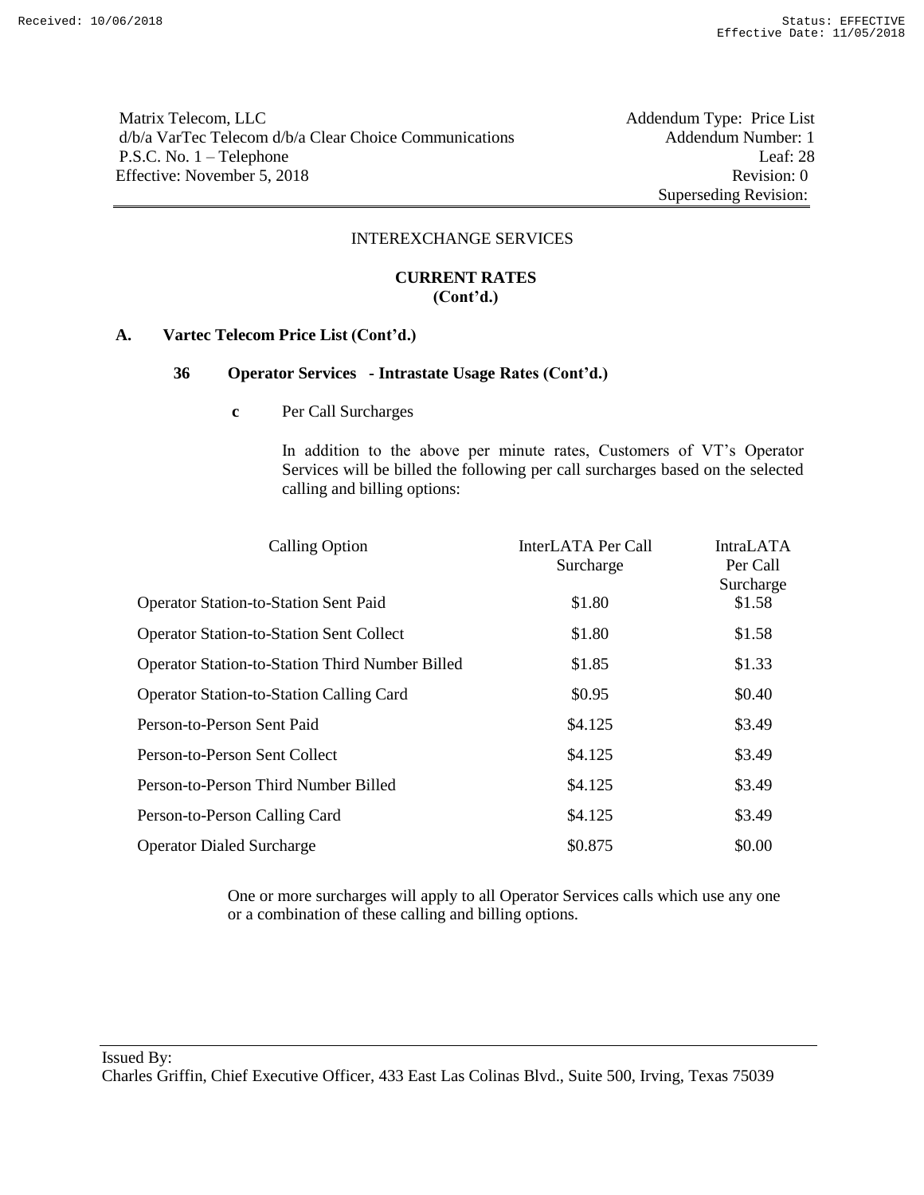Matrix Telecom, LLC
d/b/a VarTec Telecom d/b/a Clear Choice Communications
P.S.C. No. 1 – Telephone
Effective: November 5, 2018

Addendum Type: Price List
Addendum Number: 1
Leaf: 28
Revision: 0
Superseding Revision:

INTEREXCHANGE SERVICES

**CURRENT RATES**
**(Cont'd.)**

**A. Vartec Telecom Price List (Cont'd.)**

**36 Operator Services - Intrastate Usage Rates (Cont'd.)**

**c** Per Call Surcharges

In addition to the above per minute rates, Customers of VT's Operator Services will be billed the following per call surcharges based on the selected calling and billing options:

| Calling Option | InterLATA Per Call Surcharge | IntraLATA Per Call Surcharge |
|---|---|---|
| Operator Station-to-Station Sent Paid | $1.80 | $1.58 |
| Operator Station-to-Station Sent Collect | $1.80 | $1.58 |
| Operator Station-to-Station Third Number Billed | $1.85 | $1.33 |
| Operator Station-to-Station Calling Card | $0.95 | $0.40 |
| Person-to-Person Sent Paid | $4.125 | $3.49 |
| Person-to-Person Sent Collect | $4.125 | $3.49 |
| Person-to-Person Third Number Billed | $4.125 | $3.49 |
| Person-to-Person Calling Card | $4.125 | $3.49 |
| Operator Dialed Surcharge | $0.875 | $0.00 |

One or more surcharges will apply to all Operator Services calls which use any one or a combination of these calling and billing options.

Issued By:
Charles Griffin, Chief Executive Officer, 433 East Las Colinas Blvd., Suite 500, Irving, Texas 75039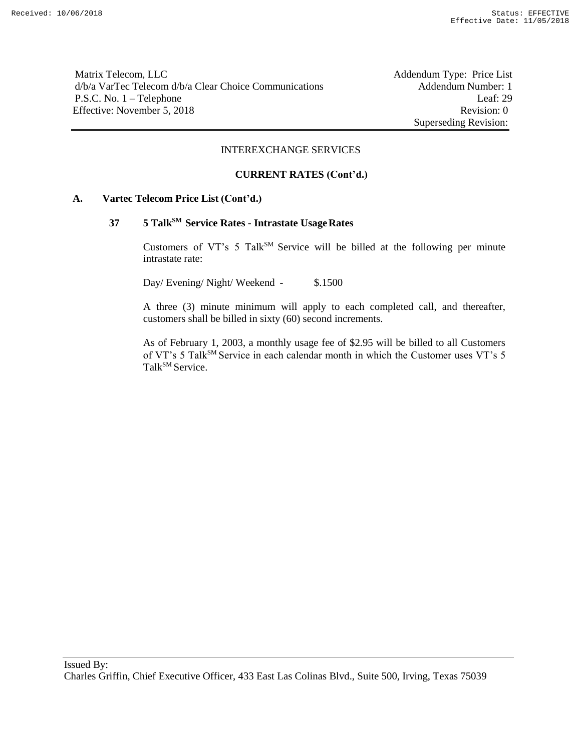Matrix Telecom, LLC
d/b/a VarTec Telecom d/b/a Clear Choice Communications
P.S.C. No. 1 – Telephone
Effective: November 5, 2018

Addendum Type: Price List
Addendum Number: 1
Leaf: 29
Revision: 0
Superseding Revision:

INTEREXCHANGE SERVICES

**CURRENT RATES (Cont'd.)**

**A. Vartec Telecom Price List (Cont'd.)**

**37 5 Talk[SM] Service Rates - Intrastate Usage Rates**

Customers of VT's 5 Talk[SM] Service will be billed at the following per minute intrastate rate:

Day/ Evening/ Night/ Weekend - $.1500

A three (3) minute minimum will apply to each completed call, and thereafter, customers shall be billed in sixty (60) second increments.

As of February 1, 2003, a monthly usage fee of $2.95 will be billed to all Customers of VT's 5 Talk[SM] Service in each calendar month in which the Customer uses VT's 5 Talk[SM] Service.

Issued By:
Charles Griffin, Chief Executive Officer, 433 East Las Colinas Blvd., Suite 500, Irving, Texas 75039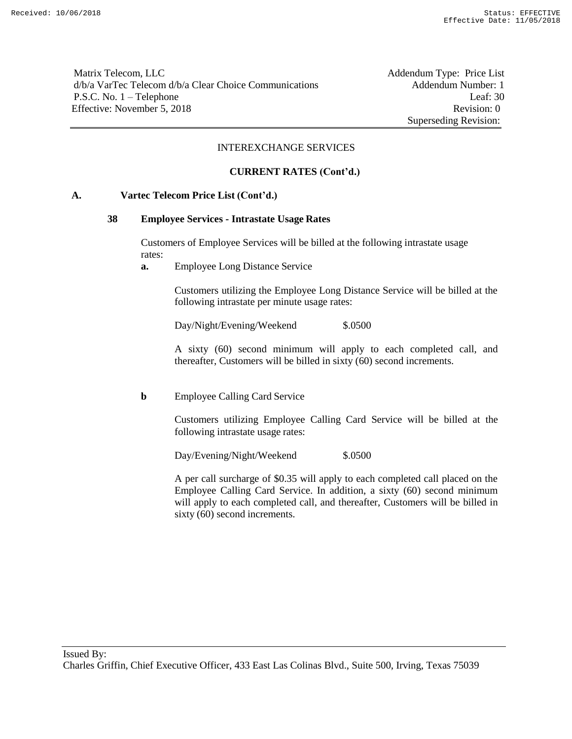Matrix Telecom, LLC
d/b/a VarTec Telecom d/b/a Clear Choice Communications
P.S.C. No. 1 – Telephone
Effective: November 5, 2018

Addendum Type: Price List
Addendum Number: 1
Leaf: 30
Revision: 0
Superseding Revision:

INTEREXCHANGE SERVICES

**CURRENT RATES (Cont'd.)**

**A. Vartec Telecom Price List (Cont'd.)**

**38 Employee Services - Intrastate Usage Rates**

Customers of Employee Services will be billed at the following intrastate usage rates:

**a.** Employee Long Distance Service

Customers utilizing the Employee Long Distance Service will be billed at the following intrastate per minute usage rates:

| Day/Night/Evening/Weekend | $.0500 |
|---|---|

A sixty (60) second minimum will apply to each completed call, and thereafter, Customers will be billed in sixty (60) second increments.

**b** Employee Calling Card Service

Customers utilizing Employee Calling Card Service will be billed at the following intrastate usage rates:

| Day/Evening/Night/Weekend | $.0500 |
|---|---|

A per call surcharge of $0.35 will apply to each completed call placed on the Employee Calling Card Service. In addition, a sixty (60) second minimum will apply to each completed call, and thereafter, Customers will be billed in sixty (60) second increments.

Issued By:
Charles Griffin, Chief Executive Officer, 433 East Las Colinas Blvd., Suite 500, Irving, Texas 75039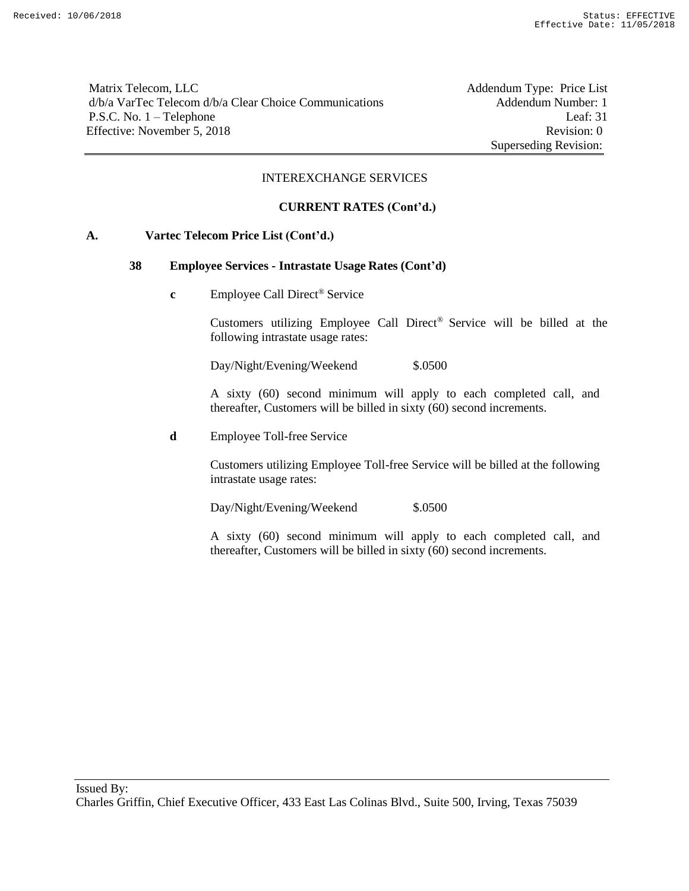Matrix Telecom, LLC
d/b/a VarTec Telecom d/b/a Clear Choice Communications
P.S.C. No. 1 – Telephone
Effective: November 5, 2018

Addendum Type: Price List
Addendum Number: 1
Leaf: 31
Revision: 0
Superseding Revision:

INTEREXCHANGE SERVICES

**CURRENT RATES (Cont'd.)**

**A. Vartec Telecom Price List (Cont'd.)**

**38 Employee Services - Intrastate Usage Rates (Cont'd)**

**c** Employee Call Direct® Service

Customers utilizing Employee Call Direct® Service will be billed at the following intrastate usage rates:

Day/Night/Evening/Weekend $.0500

A sixty (60) second minimum will apply to each completed call, and thereafter, Customers will be billed in sixty (60) second increments.

**d** Employee Toll-free Service

Customers utilizing Employee Toll-free Service will be billed at the following intrastate usage rates:

Day/Night/Evening/Weekend $.0500

A sixty (60) second minimum will apply to each completed call, and thereafter, Customers will be billed in sixty (60) second increments.

Issued By:
Charles Griffin, Chief Executive Officer, 433 East Las Colinas Blvd., Suite 500, Irving, Texas 75039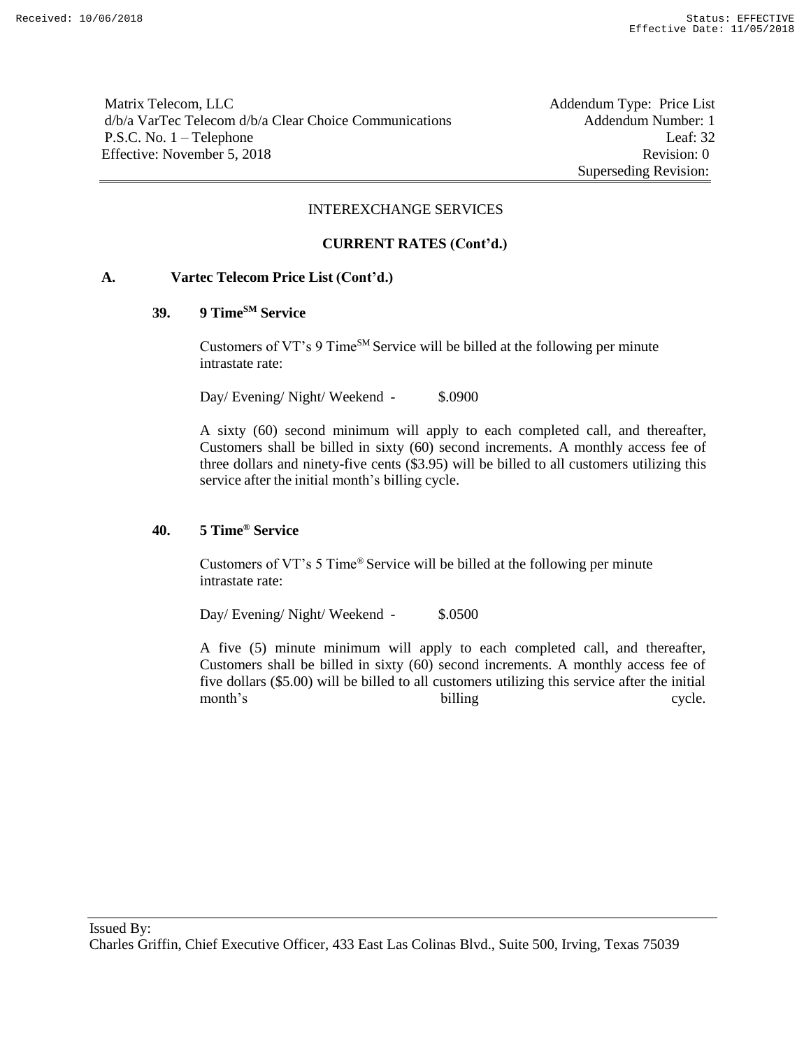Matrix Telecom, LLC
d/b/a VarTec Telecom d/b/a Clear Choice Communications
P.S.C. No. 1 – Telephone
Effective: November 5, 2018

Addendum Type: Price List
Addendum Number: 1
Leaf: 32
Revision: 0
Superseding Revision:

INTEREXCHANGE SERVICES

**CURRENT RATES (Cont'd.)**

**A. Vartec Telecom Price List (Cont'd.)**

**39. 9 Time℠ Service**

Customers of VT's 9 Time℠ Service will be billed at the following per minute intrastate rate:

Day/ Evening/ Night/ Weekend - $.0900

A sixty (60) second minimum will apply to each completed call, and thereafter, Customers shall be billed in sixty (60) second increments. A monthly access fee of three dollars and ninety-five cents ($3.95) will be billed to all customers utilizing this service after the initial month's billing cycle.

**40. 5 Time® Service**

Customers of VT's 5 Time® Service will be billed at the following per minute intrastate rate:

Day/ Evening/ Night/ Weekend - $.0500

A five (5) minute minimum will apply to each completed call, and thereafter, Customers shall be billed in sixty (60) second increments. A monthly access fee of five dollars ($5.00) will be billed to all customers utilizing this service after the initial month's billing cycle.

Issued By:
Charles Griffin, Chief Executive Officer, 433 East Las Colinas Blvd., Suite 500, Irving, Texas 75039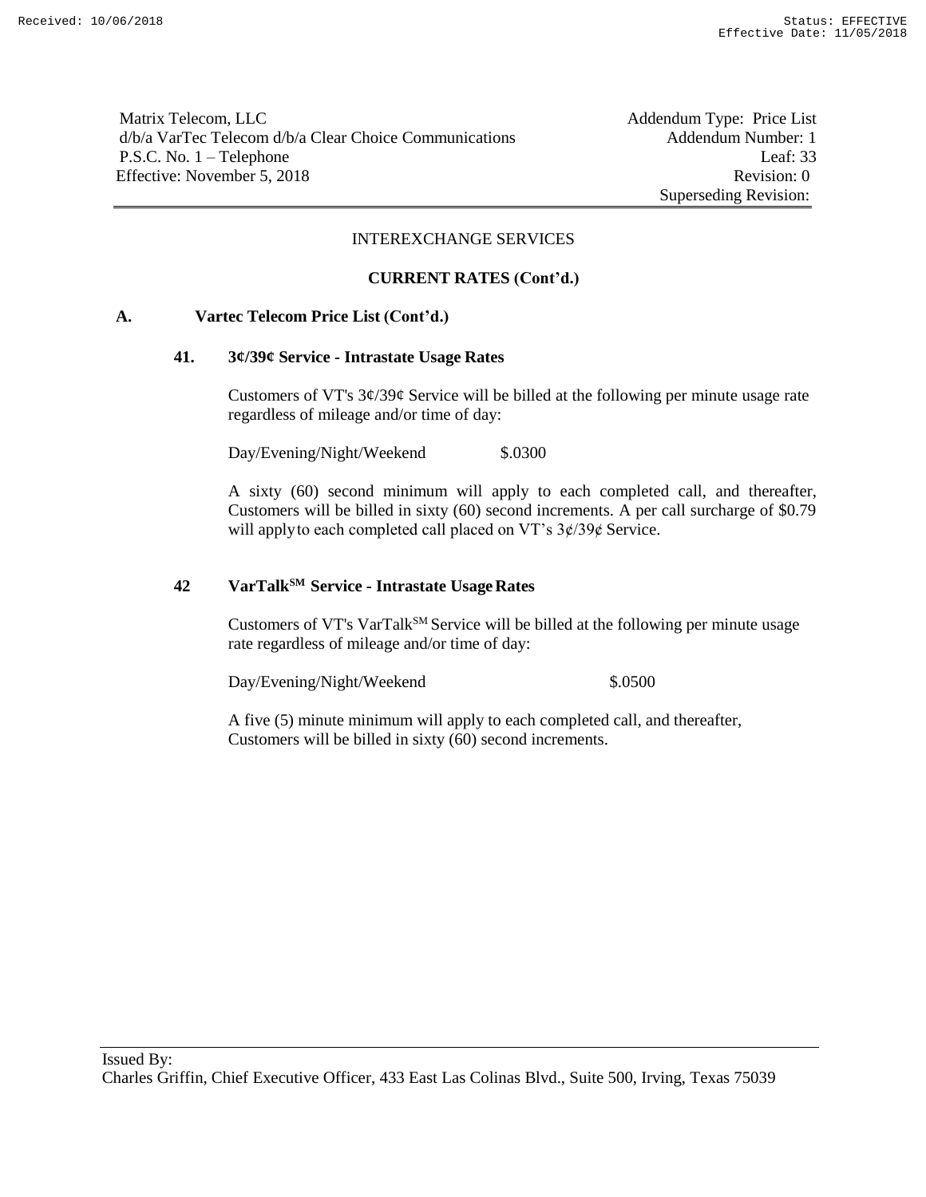Matrix Telecom, LLC
d/b/a VarTec Telecom d/b/a Clear Choice Communications
P.S.C. No. 1 – Telephone
Effective: November 5, 2018

Addendum Type: Price List
Addendum Number: 1
Leaf: 33
Revision: 0
Superseding Revision:

INTEREXCHANGE SERVICES

**CURRENT RATES (Cont'd.)**

**A. Vartec Telecom Price List (Cont'd.)**

**41. 3¢/39¢ Service - Intrastate Usage Rates**

Customers of VT's 3¢/39¢ Service will be billed at the following per minute usage rate regardless of mileage and/or time of day:

| | |
|---|---|
| Day/Evening/Night/Weekend | $.0300 |

A sixty (60) second minimum will apply to each completed call, and thereafter, Customers will be billed in sixty (60) second increments. A per call surcharge of $0.79 will apply to each completed call placed on VT's 3¢/39¢ Service.

**42 VarTalk[SM] Service - Intrastate Usage Rates**

Customers of VT's VarTalk[SM] Service will be billed at the following per minute usage rate regardless of mileage and/or time of day:

| | |
|---|---|
| Day/Evening/Night/Weekend | $.0500 |

A five (5) minute minimum will apply to each completed call, and thereafter, Customers will be billed in sixty (60) second increments.

Issued By:
Charles Griffin, Chief Executive Officer, 433 East Las Colinas Blvd., Suite 500, Irving, Texas 75039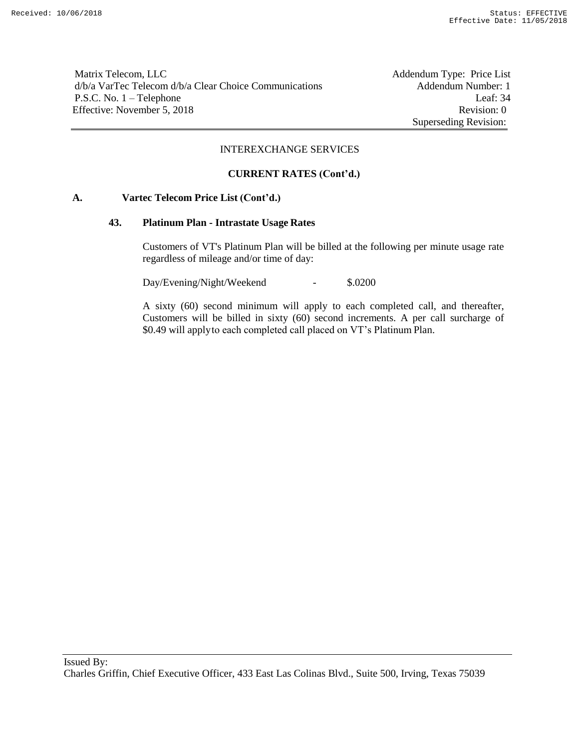Matrix Telecom, LLC
d/b/a VarTec Telecom d/b/a Clear Choice Communications
P.S.C. No. 1 – Telephone
Effective: November 5, 2018

Addendum Type: Price List
Addendum Number: 1
Leaf: 34
Revision: 0
Superseding Revision:

INTEREXCHANGE SERVICES

**CURRENT RATES (Cont'd.)**

**A. Vartec Telecom Price List (Cont'd.)**

**43. Platinum Plan - Intrastate Usage Rates**

Customers of VT's Platinum Plan will be billed at the following per minute usage rate regardless of mileage and/or time of day:

Day/Evening/Night/Weekend - $.0200

A sixty (60) second minimum will apply to each completed call, and thereafter, Customers will be billed in sixty (60) second increments. A per call surcharge of $0.49 will apply to each completed call placed on VT's Platinum Plan.

Issued By:
Charles Griffin, Chief Executive Officer, 433 East Las Colinas Blvd., Suite 500, Irving, Texas 75039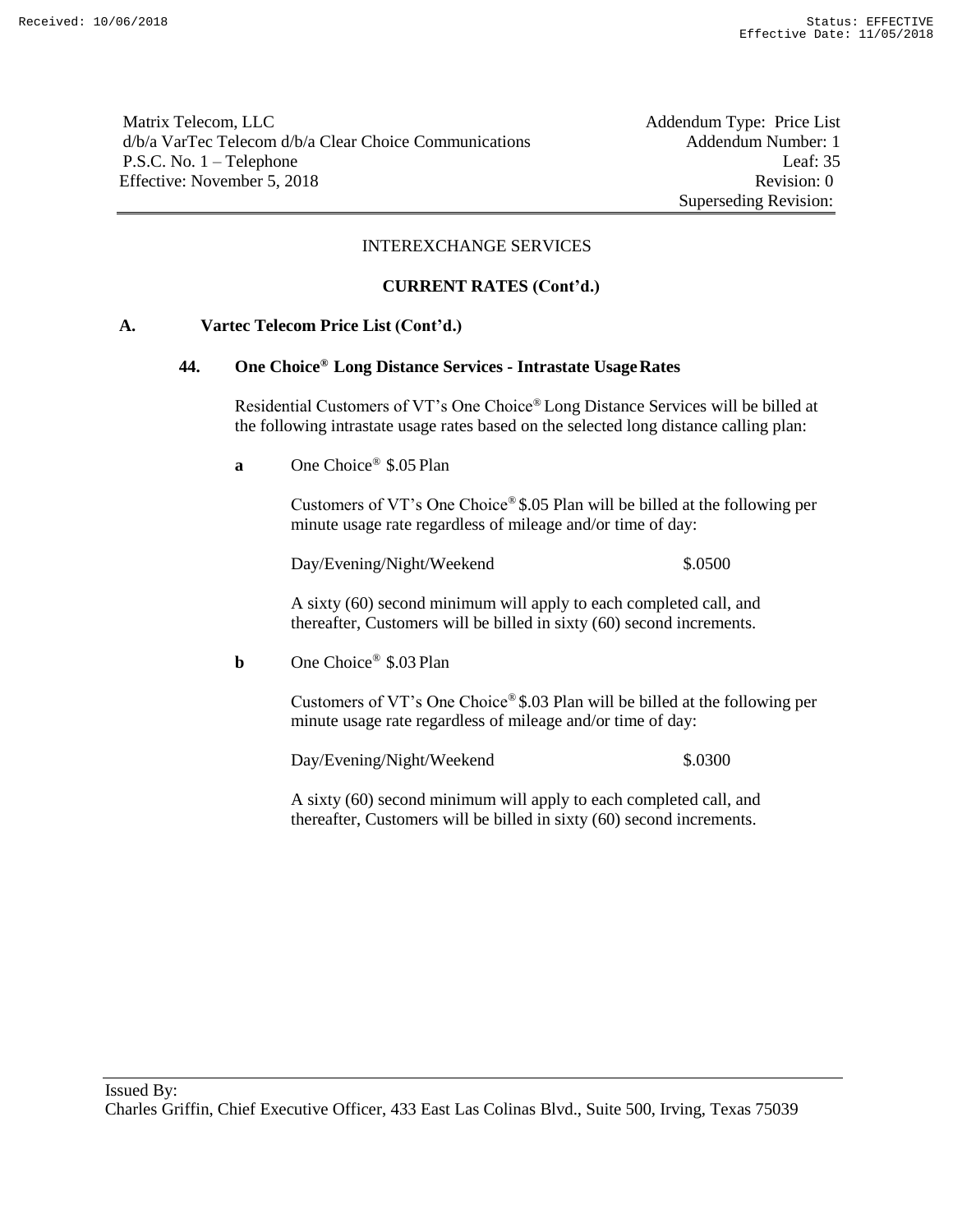Matrix Telecom, LLC
d/b/a VarTec Telecom d/b/a Clear Choice Communications
P.S.C. No. 1 – Telephone
Effective: November 5, 2018

Addendum Type: Price List
Addendum Number: 1
Leaf: 35
Revision: 0
Superseding Revision:

INTEREXCHANGE SERVICES

**CURRENT RATES (Cont'd.)**

**A. Vartec Telecom Price List (Cont'd.)**

**44. One Choice® Long Distance Services - Intrastate Usage Rates**

Residential Customers of VT's One Choice® Long Distance Services will be billed at the following intrastate usage rates based on the selected long distance calling plan:

**a** One Choice® $.05 Plan

Customers of VT's One Choice® $.05 Plan will be billed at the following per minute usage rate regardless of mileage and/or time of day:

| | |
|---|---|
| Day/Evening/Night/Weekend | $.0500 |

A sixty (60) second minimum will apply to each completed call, and thereafter, Customers will be billed in sixty (60) second increments.

**b** One Choice® $.03 Plan

Customers of VT's One Choice® $.03 Plan will be billed at the following per minute usage rate regardless of mileage and/or time of day:

| | |
|---|---|
| Day/Evening/Night/Weekend | $.0300 |

A sixty (60) second minimum will apply to each completed call, and thereafter, Customers will be billed in sixty (60) second increments.

Issued By:
Charles Griffin, Chief Executive Officer, 433 East Las Colinas Blvd., Suite 500, Irving, Texas 75039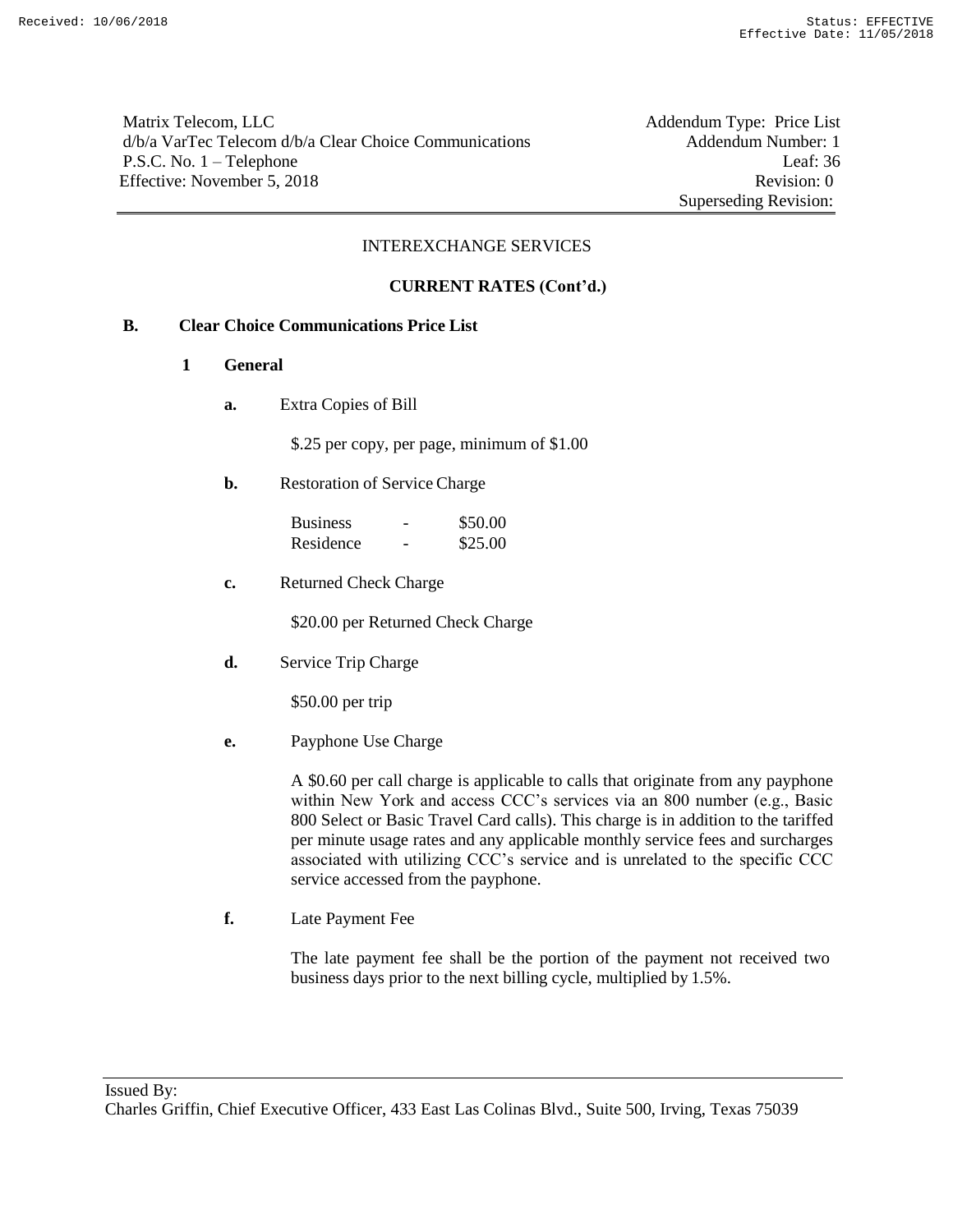Matrix Telecom, LLC
d/b/a VarTec Telecom d/b/a Clear Choice Communications
P.S.C. No. 1 – Telephone
Effective: November 5, 2018

Addendum Type: Price List
Addendum Number: 1
Leaf: 36
Revision: 0
Superseding Revision:

INTEREXCHANGE SERVICES

**CURRENT RATES (Cont'd.)**

**B. Clear Choice Communications Price List**

**1 General**

**a.** Extra Copies of Bill

$.25 per copy, per page, minimum of $1.00

**b.** Restoration of Service Charge

| | | |
|---|---|---|
| Business | - | $50.00 |
| Residence | - | $25.00 |

**c.** Returned Check Charge

$20.00 per Returned Check Charge

**d.** Service Trip Charge

$50.00 per trip

**e.** Payphone Use Charge

A $0.60 per call charge is applicable to calls that originate from any payphone within New York and access CCC's services via an 800 number (e.g., Basic 800 Select or Basic Travel Card calls). This charge is in addition to the tariffed per minute usage rates and any applicable monthly service fees and surcharges associated with utilizing CCC's service and is unrelated to the specific CCC service accessed from the payphone.

**f.** Late Payment Fee

The late payment fee shall be the portion of the payment not received two business days prior to the next billing cycle, multiplied by 1.5%.

Issued By:
Charles Griffin, Chief Executive Officer, 433 East Las Colinas Blvd., Suite 500, Irving, Texas 75039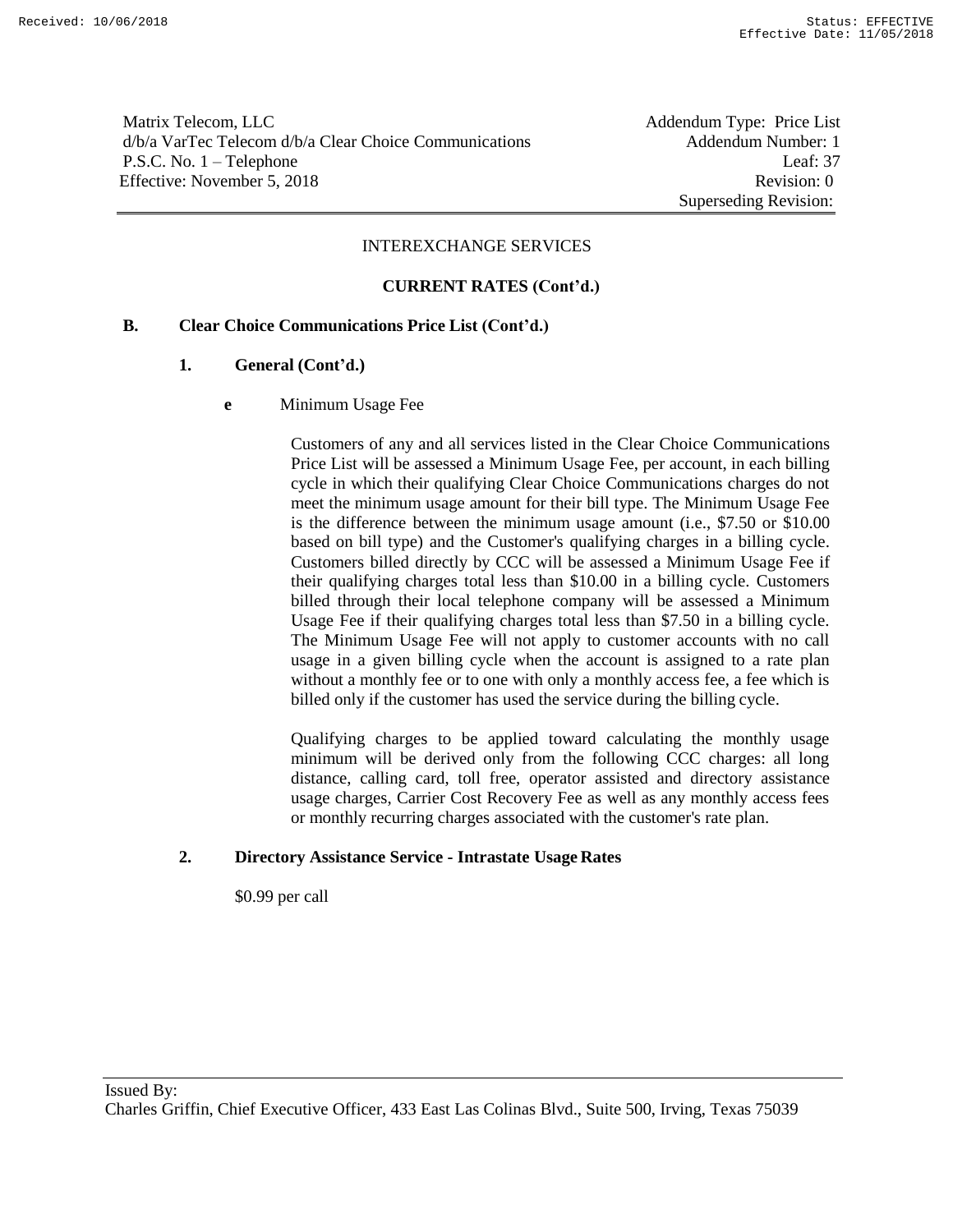Matrix Telecom, LLC
d/b/a VarTec Telecom d/b/a Clear Choice Communications
P.S.C. No. 1 – Telephone
Effective: November 5, 2018

Addendum Type: Price List
Addendum Number: 1
Leaf: 37
Revision: 0
Superseding Revision:

INTEREXCHANGE SERVICES

**CURRENT RATES (Cont'd.)**

**B. Clear Choice Communications Price List (Cont'd.)**

**1. General (Cont'd.)**

**e** Minimum Usage Fee

Customers of any and all services listed in the Clear Choice Communications Price List will be assessed a Minimum Usage Fee, per account, in each billing cycle in which their qualifying Clear Choice Communications charges do not meet the minimum usage amount for their bill type. The Minimum Usage Fee is the difference between the minimum usage amount (i.e., $7.50 or $10.00 based on bill type) and the Customer's qualifying charges in a billing cycle. Customers billed directly by CCC will be assessed a Minimum Usage Fee if their qualifying charges total less than $10.00 in a billing cycle. Customers billed through their local telephone company will be assessed a Minimum Usage Fee if their qualifying charges total less than $7.50 in a billing cycle. The Minimum Usage Fee will not apply to customer accounts with no call usage in a given billing cycle when the account is assigned to a rate plan without a monthly fee or to one with only a monthly access fee, a fee which is billed only if the customer has used the service during the billing cycle.

Qualifying charges to be applied toward calculating the monthly usage minimum will be derived only from the following CCC charges: all long distance, calling card, toll free, operator assisted and directory assistance usage charges, Carrier Cost Recovery Fee as well as any monthly access fees or monthly recurring charges associated with the customer's rate plan.

**2. Directory Assistance Service - Intrastate Usage Rates**

$0.99 per call

Issued By:
Charles Griffin, Chief Executive Officer, 433 East Las Colinas Blvd., Suite 500, Irving, Texas 75039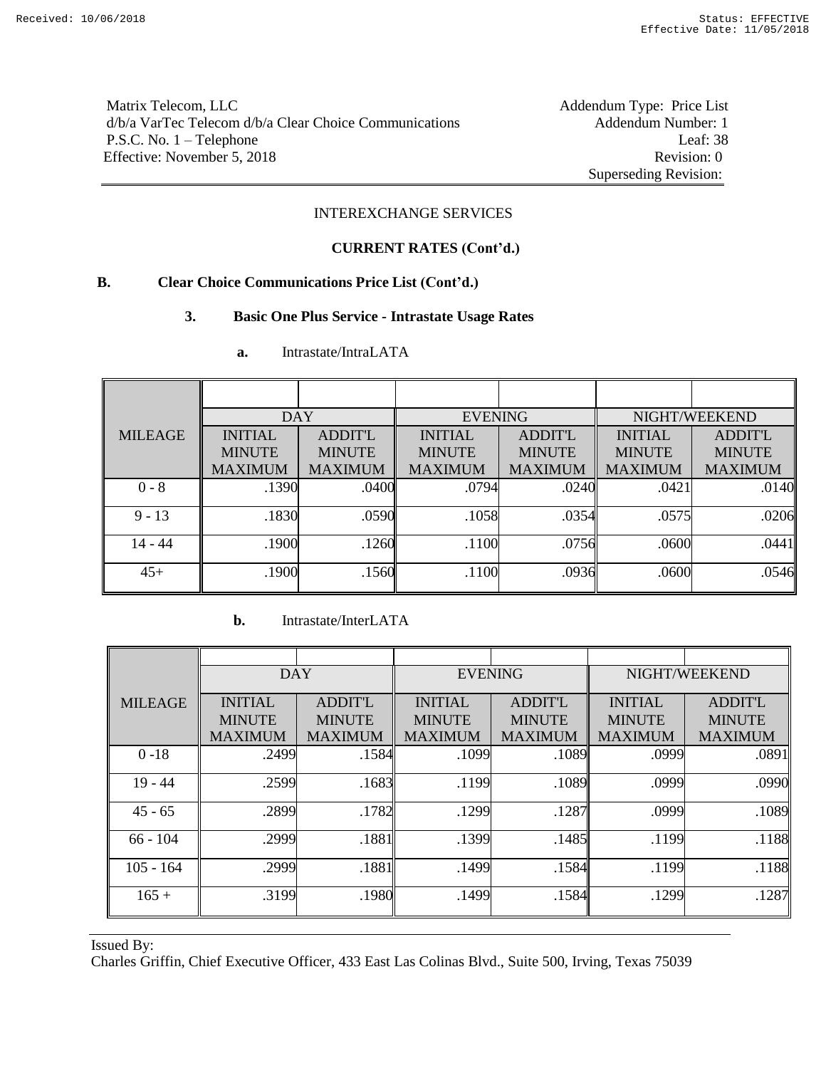Matrix Telecom, LLC
d/b/a VarTec Telecom d/b/a Clear Choice Communications
P.S.C. No. 1 – Telephone
Effective: November 5, 2018

Addendum Type: Price List
Addendum Number: 1
Leaf: 38
Revision: 0
Superseding Revision:

INTEREXCHANGE SERVICES

**CURRENT RATES (Cont'd.)**

**B. Clear Choice Communications Price List (Cont'd.)**

**3. Basic One Plus Service - Intrastate Usage Rates**

**a.** Intrastate/IntraLATA

| MILEAGE | DAY | | EVENING | | NIGHT/WEEKEND | |
|---|---|---|---|---|---|---|
| | INITIAL MINUTE MAXIMUM | ADDIT'L MINUTE MAXIMUM | INITIAL MINUTE MAXIMUM | ADDIT'L MINUTE MAXIMUM | INITIAL MINUTE MAXIMUM | ADDIT'L MINUTE MAXIMUM |
| 0 - 8 | .1390 | .0400 | .0794 | .0240 | .0421 | .0140 |
| 9 - 13 | .1830 | .0590 | .1058 | .0354 | .0575 | .0206 |
| 14 - 44 | .1900 | .1260 | .1100 | .0756 | .0600 | .0441 |
| 45+ | .1900 | .1560 | .1100 | .0936 | .0600 | .0546 |

**b.** Intrastate/InterLATA

| MILEAGE | DAY | | EVENING | | NIGHT/WEEKEND | |
|---|---|---|---|---|---|---|
| | INITIAL MINUTE MAXIMUM | ADDIT'L MINUTE MAXIMUM | INITIAL MINUTE MAXIMUM | ADDIT'L MINUTE MAXIMUM | INITIAL MINUTE MAXIMUM | ADDIT'L MINUTE MAXIMUM |
| 0 -18 | .2499 | .1584 | .1099 | .1089 | .0999 | .0891 |
| 19 - 44 | .2599 | .1683 | .1199 | .1089 | .0999 | .0990 |
| 45 - 65 | .2899 | .1782 | .1299 | .1287 | .0999 | .1089 |
| 66 - 104 | .2999 | .1881 | .1399 | .1485 | .1199 | .1188 |
| 105 - 164 | .2999 | .1881 | .1499 | .1584 | .1199 | .1188 |
| 165 + | .3199 | .1980 | .1499 | .1584 | .1299 | .1287 |

Issued By:
Charles Griffin, Chief Executive Officer, 433 East Las Colinas Blvd., Suite 500, Irving, Texas 75039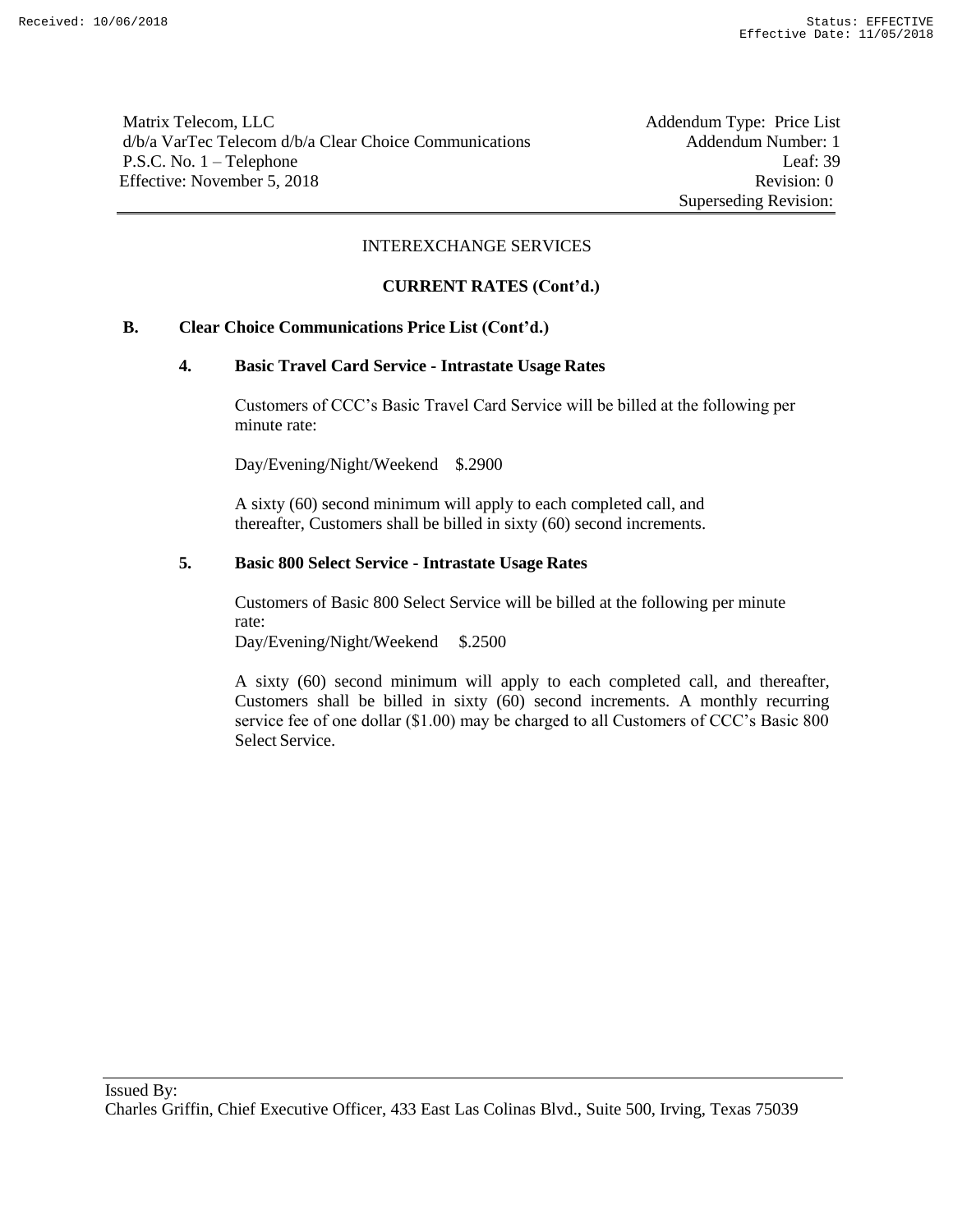Matrix Telecom, LLC
d/b/a VarTec Telecom d/b/a Clear Choice Communications
P.S.C. No. 1 – Telephone
Effective: November 5, 2018

Addendum Type: Price List
Addendum Number: 1
Leaf: 39
Revision: 0
Superseding Revision:

INTEREXCHANGE SERVICES

**CURRENT RATES (Cont'd.)**

**B. Clear Choice Communications Price List (Cont'd.)**

**4. Basic Travel Card Service - Intrastate Usage Rates**

Customers of CCC's Basic Travel Card Service will be billed at the following per minute rate:

Day/Evening/Night/Weekend $.2900

A sixty (60) second minimum will apply to each completed call, and thereafter, Customers shall be billed in sixty (60) second increments.

**5. Basic 800 Select Service - Intrastate Usage Rates**

Customers of Basic 800 Select Service will be billed at the following per minute rate:
Day/Evening/Night/Weekend $.2500

A sixty (60) second minimum will apply to each completed call, and thereafter, Customers shall be billed in sixty (60) second increments. A monthly recurring service fee of one dollar ($1.00) may be charged to all Customers of CCC's Basic 800 Select Service.

Issued By:
Charles Griffin, Chief Executive Officer, 433 East Las Colinas Blvd., Suite 500, Irving, Texas 75039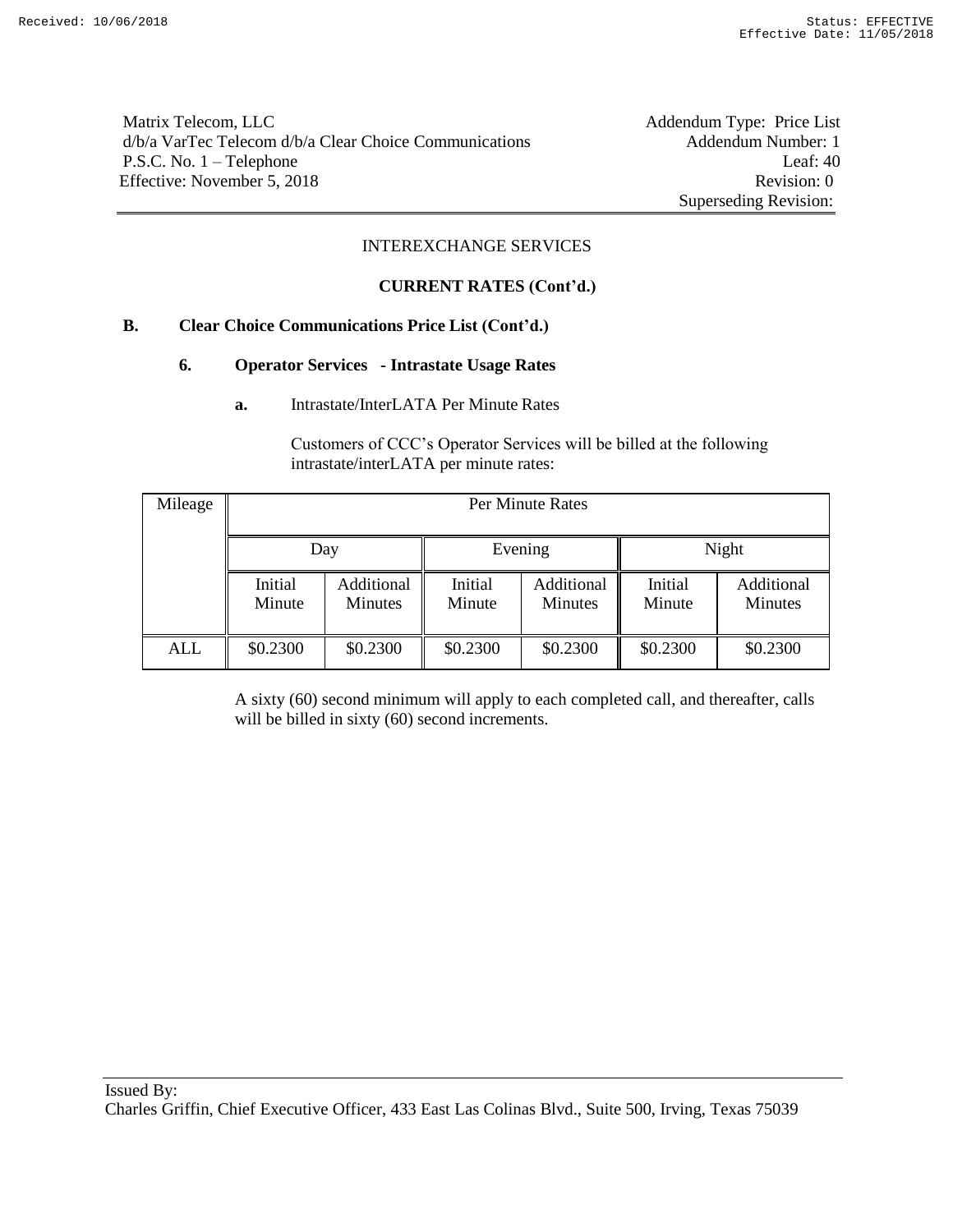Matrix Telecom, LLC
d/b/a VarTec Telecom d/b/a Clear Choice Communications
P.S.C. No. 1 – Telephone
Effective: November 5, 2018

Addendum Type: Price List
Addendum Number: 1
Leaf: 40
Revision: 0
Superseding Revision:

INTEREXCHANGE SERVICES

**CURRENT RATES (Cont'd.)**

**B. Clear Choice Communications Price List (Cont'd.)**

**6. Operator Services - Intrastate Usage Rates**

**a.** Intrastate/InterLATA Per Minute Rates

Customers of CCC's Operator Services will be billed at the following intrastate/interLATA per minute rates:

| Mileage | Per Minute Rates | | | | | |
|---|---|---|---|---|---|---|
| | Day | | Evening | | Night | |
| | Initial Minute | Additional Minutes | Initial Minute | Additional Minutes | Initial Minute | Additional Minutes |
| ALL | $0.2300 | $0.2300 | $0.2300 | $0.2300 | $0.2300 | $0.2300 |

A sixty (60) second minimum will apply to each completed call, and thereafter, calls will be billed in sixty (60) second increments.

Issued By:
Charles Griffin, Chief Executive Officer, 433 East Las Colinas Blvd., Suite 500, Irving, Texas 75039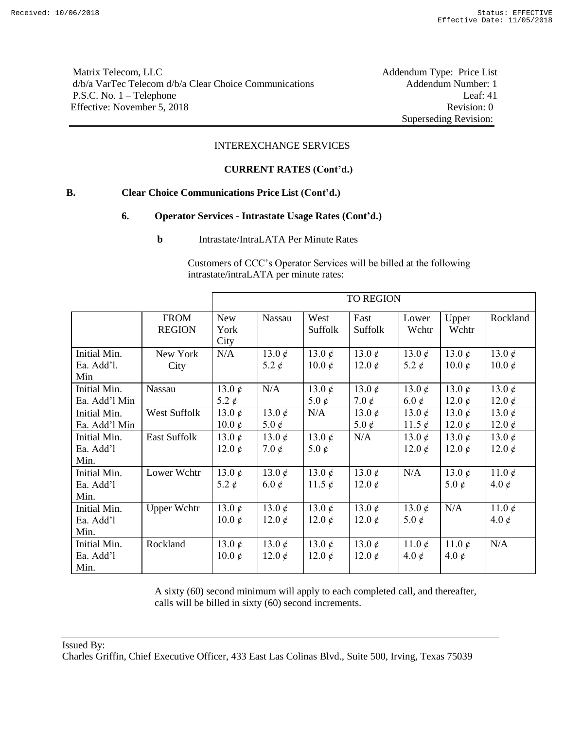Matrix Telecom, LLC
d/b/a VarTec Telecom d/b/a Clear Choice Communications
P.S.C. No. 1 – Telephone
Effective: November 5, 2018

Addendum Type: Price List
Addendum Number: 1
Leaf: 41
Revision: 0
Superseding Revision:

INTEREXCHANGE SERVICES

**CURRENT RATES (Cont'd.)**

**B. Clear Choice Communications Price List (Cont'd.)**

**6. Operator Services - Intrastate Usage Rates (Cont'd.)**

**b** Intrastate/IntraLATA Per Minute Rates

Customers of CCC's Operator Services will be billed at the following intrastate/intraLATA per minute rates:

| | | TO REGION | | | | | | |
|---|---|---|---|---|---|---|---|---|
| | FROM REGION | New York City | Nassau | West Suffolk | East Suffolk | Lower Wchtr | Upper Wchtr | Rockland |
| Initial Min.<br>Ea. Add'l. Min | New York City | N/A | 13.0 ¢<br>5.2 ¢ | 13.0 ¢<br>10.0 ¢ | 13.0 ¢<br>12.0 ¢ | 13.0 ¢<br>5.2 ¢ | 13.0 ¢<br>10.0 ¢ | 13.0 ¢<br>10.0 ¢ |
| Initial Min.<br>Ea. Add'l Min | Nassau | 13.0 ¢<br>5.2 ¢ | N/A | 13.0 ¢<br>5.0 ¢ | 13.0 ¢<br>7.0 ¢ | 13.0 ¢<br>6.0 ¢ | 13.0 ¢<br>12.0 ¢ | 13.0 ¢<br>12.0 ¢ |
| Initial Min.<br>Ea. Add'l Min | West Suffolk | 13.0 ¢<br>10.0 ¢ | 13.0 ¢<br>5.0 ¢ | N/A | 13.0 ¢<br>5.0 ¢ | 13.0 ¢<br>11.5 ¢ | 13.0 ¢<br>12.0 ¢ | 13.0 ¢<br>12.0 ¢ |
| Initial Min.<br>Ea. Add'l Min. | East Suffolk | 13.0 ¢<br>12.0 ¢ | 13.0 ¢<br>7.0 ¢ | 13.0 ¢<br>5.0 ¢ | N/A | 13.0 ¢<br>12.0 ¢ | 13.0 ¢<br>12.0 ¢ | 13.0 ¢<br>12.0 ¢ |
| Initial Min.<br>Ea. Add'l Min. | Lower Wchtr | 13.0 ¢<br>5.2 ¢ | 13.0 ¢<br>6.0 ¢ | 13.0 ¢<br>11.5 ¢ | 13.0 ¢<br>12.0 ¢ | N/A | 13.0 ¢<br>5.0 ¢ | 11.0 ¢<br>4.0 ¢ |
| Initial Min.<br>Ea. Add'l Min. | Upper Wchtr | 13.0 ¢<br>10.0 ¢ | 13.0 ¢<br>12.0 ¢ | 13.0 ¢<br>12.0 ¢ | 13.0 ¢<br>12.0 ¢ | 13.0 ¢<br>5.0 ¢ | N/A | 11.0 ¢<br>4.0 ¢ |
| Initial Min.<br>Ea. Add'l Min. | Rockland | 13.0 ¢<br>10.0 ¢ | 13.0 ¢<br>12.0 ¢ | 13.0 ¢<br>12.0 ¢ | 13.0 ¢<br>12.0 ¢ | 11.0 ¢<br>4.0 ¢ | 11.0 ¢<br>4.0 ¢ | N/A |

A sixty (60) second minimum will apply to each completed call, and thereafter, calls will be billed in sixty (60) second increments.

Issued By:
Charles Griffin, Chief Executive Officer, 433 East Las Colinas Blvd., Suite 500, Irving, Texas 75039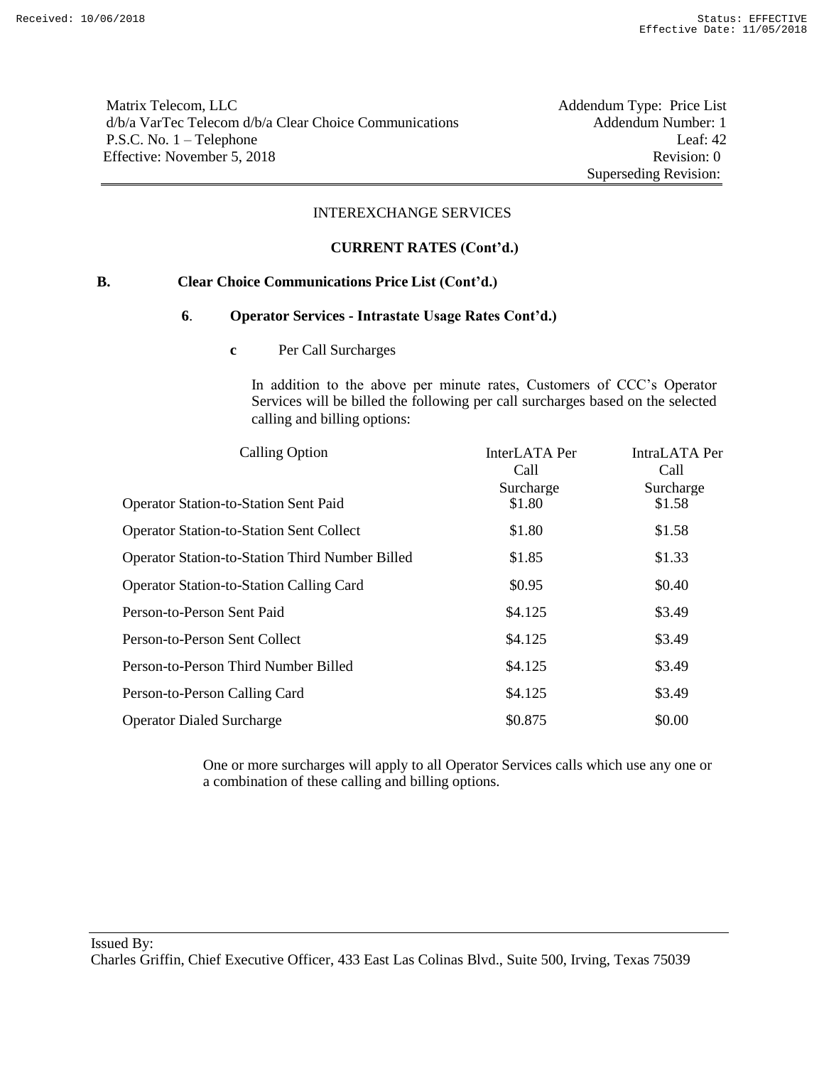Matrix Telecom, LLC
d/b/a VarTec Telecom d/b/a Clear Choice Communications
P.S.C. No. 1 – Telephone
Effective: November 5, 2018

Addendum Type: Price List
Addendum Number: 1
Leaf: 42
Revision: 0
Superseding Revision:

INTEREXCHANGE SERVICES

**CURRENT RATES (Cont'd.)**

**B. Clear Choice Communications Price List (Cont'd.)**

**6. Operator Services - Intrastate Usage Rates Cont'd.)**

**c** Per Call Surcharges

In addition to the above per minute rates, Customers of CCC's Operator Services will be billed the following per call surcharges based on the selected calling and billing options:

| Calling Option | InterLATA Per Call Surcharge | IntraLATA Per Call Surcharge |
|---|---|---|
| Operator Station-to-Station Sent Paid | $1.80 | $1.58 |
| Operator Station-to-Station Sent Collect | $1.80 | $1.58 |
| Operator Station-to-Station Third Number Billed | $1.85 | $1.33 |
| Operator Station-to-Station Calling Card | $0.95 | $0.40 |
| Person-to-Person Sent Paid | $4.125 | $3.49 |
| Person-to-Person Sent Collect | $4.125 | $3.49 |
| Person-to-Person Third Number Billed | $4.125 | $3.49 |
| Person-to-Person Calling Card | $4.125 | $3.49 |
| Operator Dialed Surcharge | $0.875 | $0.00 |

One or more surcharges will apply to all Operator Services calls which use any one or a combination of these calling and billing options.

Issued By:
Charles Griffin, Chief Executive Officer, 433 East Las Colinas Blvd., Suite 500, Irving, Texas 75039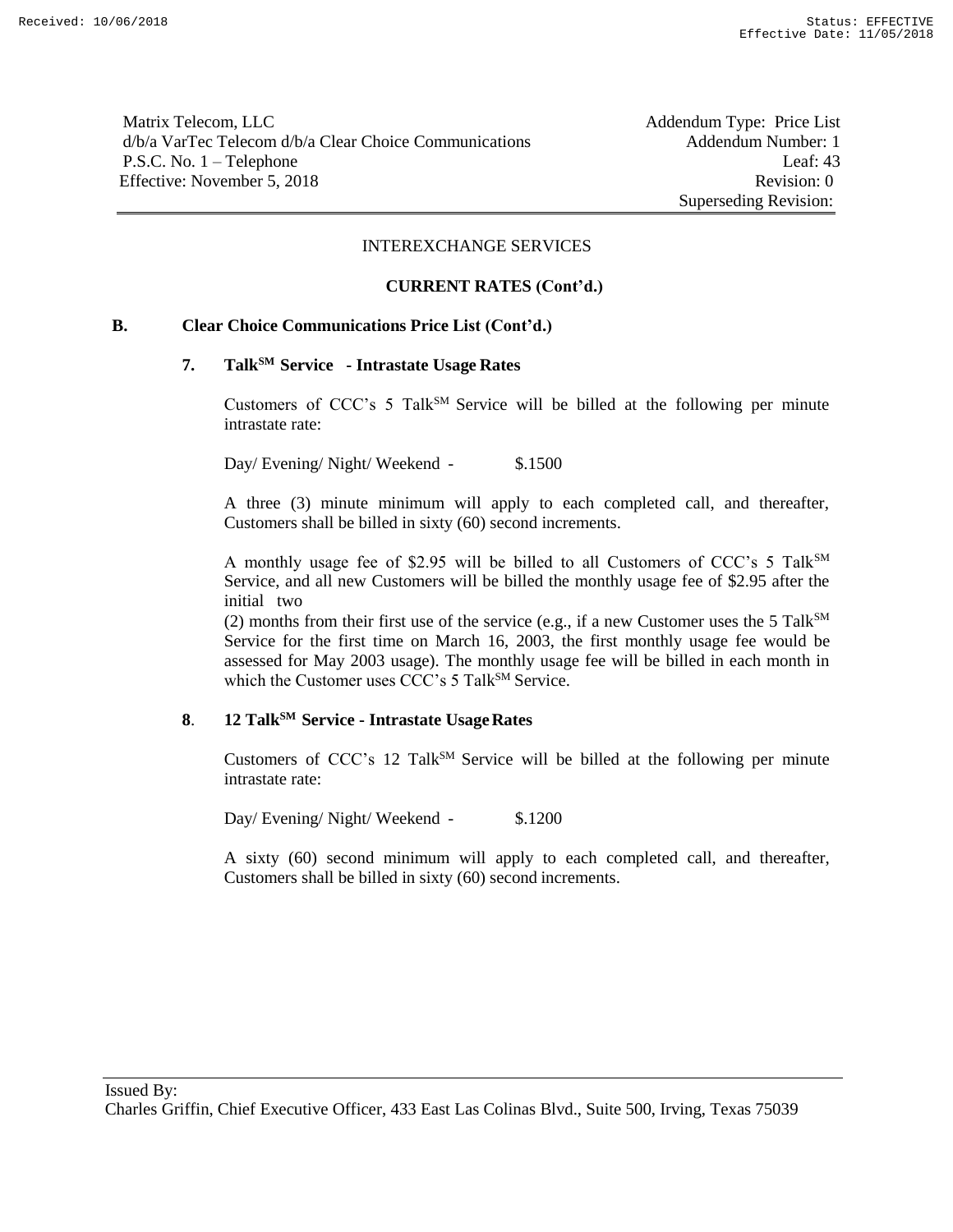Matrix Telecom, LLC
d/b/a VarTec Telecom d/b/a Clear Choice Communications
P.S.C. No. 1 – Telephone
Effective: November 5, 2018

Addendum Type: Price List
Addendum Number: 1
Leaf: 43
Revision: 0
Superseding Revision:

INTEREXCHANGE SERVICES

**CURRENT RATES (Cont'd.)**

**B. Clear Choice Communications Price List (Cont'd.)**

**7. Talk[SM] Service - Intrastate Usage Rates**

Customers of CCC's 5 Talk[SM] Service will be billed at the following per minute intrastate rate:

Day/ Evening/ Night/ Weekend - $.1500

A three (3) minute minimum will apply to each completed call, and thereafter, Customers shall be billed in sixty (60) second increments.

A monthly usage fee of $2.95 will be billed to all Customers of CCC's 5 Talk[SM] Service, and all new Customers will be billed the monthly usage fee of $2.95 after the initial two (2) months from their first use of the service (e.g., if a new Customer uses the 5 Talk[SM] Service for the first time on March 16, 2003, the first monthly usage fee would be assessed for May 2003 usage). The monthly usage fee will be billed in each month in which the Customer uses CCC's 5 Talk[SM] Service.

**8. 12 Talk[SM] Service - Intrastate Usage Rates**

Customers of CCC's 12 Talk[SM] Service will be billed at the following per minute intrastate rate:

Day/ Evening/ Night/ Weekend - $.1200

A sixty (60) second minimum will apply to each completed call, and thereafter, Customers shall be billed in sixty (60) second increments.

Issued By:
Charles Griffin, Chief Executive Officer, 433 East Las Colinas Blvd., Suite 500, Irving, Texas 75039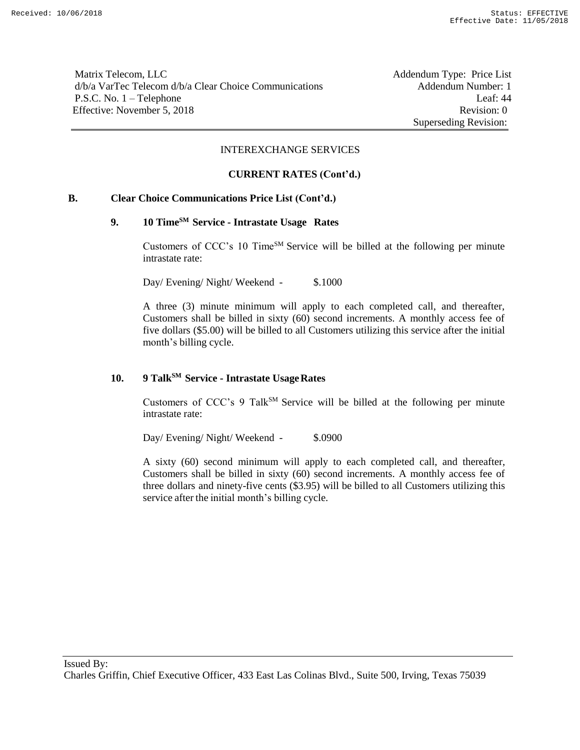INTEREXCHANGE SERVICES

**CURRENT RATES (Cont'd.)**

**B. Clear Choice Communications Price List (Cont'd.)**

**9. 10 Time[SM] Service - Intrastate Usage Rates**

Customers of CCC's 10 Time[SM] Service will be billed at the following per minute intrastate rate:

Day/ Evening/ Night/ Weekend - $.1000

A three (3) minute minimum will apply to each completed call, and thereafter, Customers shall be billed in sixty (60) second increments. A monthly access fee of five dollars ($5.00) will be billed to all Customers utilizing this service after the initial month's billing cycle.

**10. 9 Talk[SM] Service - Intrastate Usage Rates**

Customers of CCC's 9 Talk[SM] Service will be billed at the following per minute intrastate rate:

Day/ Evening/ Night/ Weekend - $.0900

A sixty (60) second minimum will apply to each completed call, and thereafter, Customers shall be billed in sixty (60) second increments. A monthly access fee of three dollars and ninety-five cents ($3.95) will be billed to all Customers utilizing this service after the initial month's billing cycle.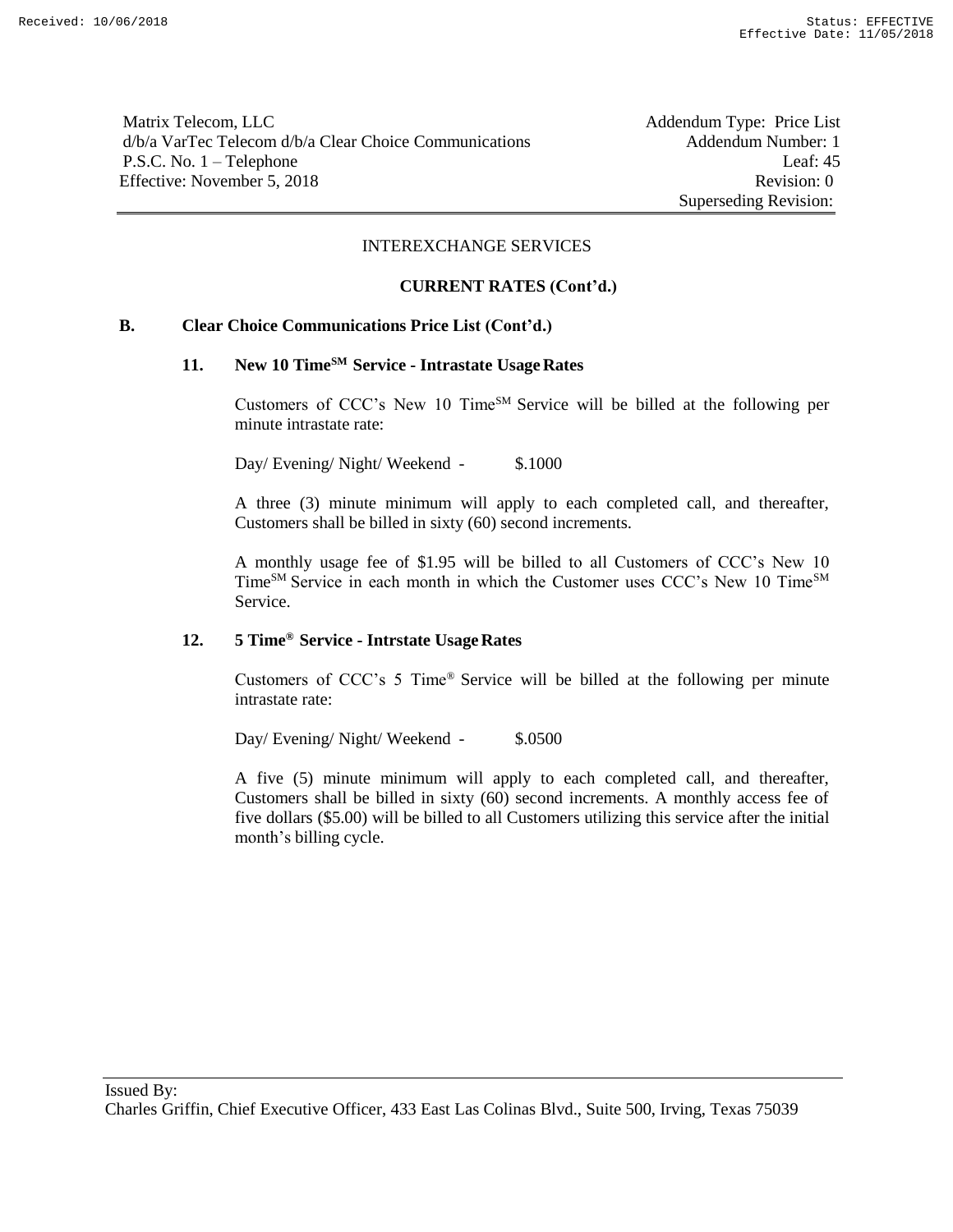Matrix Telecom, LLC
d/b/a VarTec Telecom d/b/a Clear Choice Communications
P.S.C. No. 1 – Telephone
Effective: November 5, 2018

Addendum Type: Price List
Addendum Number: 1
Leaf: 45
Revision: 0
Superseding Revision:

INTEREXCHANGE SERVICES

**CURRENT RATES (Cont'd.)**

**B. Clear Choice Communications Price List (Cont'd.)**

**11. New 10 Time$^{SM}$ Service - Intrastate Usage Rates**

Customers of CCC's New 10 Time$^{SM}$ Service will be billed at the following per minute intrastate rate:

Day/ Evening/ Night/ Weekend - $.1000

A three (3) minute minimum will apply to each completed call, and thereafter, Customers shall be billed in sixty (60) second increments.

A monthly usage fee of $1.95 will be billed to all Customers of CCC's New 10 Time$^{SM}$ Service in each month in which the Customer uses CCC's New 10 Time$^{SM}$ Service.

**12. 5 Time® Service - Intrstate Usage Rates**

Customers of CCC's 5 Time® Service will be billed at the following per minute intrastate rate:

Day/ Evening/ Night/ Weekend - $.0500

A five (5) minute minimum will apply to each completed call, and thereafter, Customers shall be billed in sixty (60) second increments. A monthly access fee of five dollars ($5.00) will be billed to all Customers utilizing this service after the initial month's billing cycle.

Issued By:
Charles Griffin, Chief Executive Officer, 433 East Las Colinas Blvd., Suite 500, Irving, Texas 75039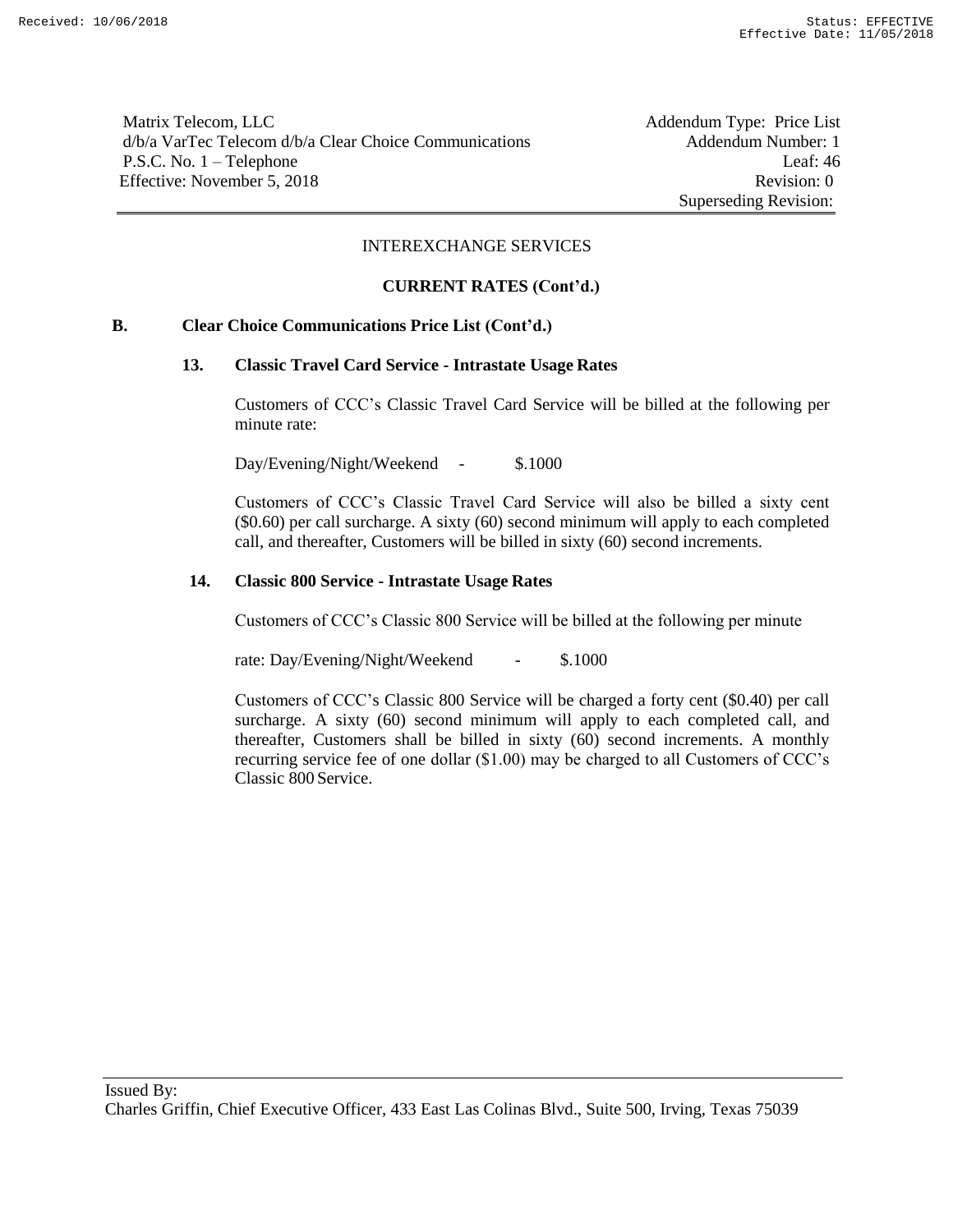Matrix Telecom, LLC
d/b/a VarTec Telecom d/b/a Clear Choice Communications
P.S.C. No. 1 – Telephone
Effective: November 5, 2018

Addendum Type: Price List
Addendum Number: 1
Leaf: 46
Revision: 0
Superseding Revision:

INTEREXCHANGE SERVICES

**CURRENT RATES (Cont'd.)**

**B. Clear Choice Communications Price List (Cont'd.)**

**13. Classic Travel Card Service - Intrastate Usage Rates**

Customers of CCC's Classic Travel Card Service will be billed at the following per minute rate:

Day/Evening/Night/Weekend - $.1000

Customers of CCC's Classic Travel Card Service will also be billed a sixty cent ($0.60) per call surcharge. A sixty (60) second minimum will apply to each completed call, and thereafter, Customers will be billed in sixty (60) second increments.

**14. Classic 800 Service - Intrastate Usage Rates**

Customers of CCC's Classic 800 Service will be billed at the following per minute

rate: Day/Evening/Night/Weekend - $.1000

Customers of CCC's Classic 800 Service will be charged a forty cent ($0.40) per call surcharge. A sixty (60) second minimum will apply to each completed call, and thereafter, Customers shall be billed in sixty (60) second increments. A monthly recurring service fee of one dollar ($1.00) may be charged to all Customers of CCC's Classic 800 Service.

Issued By:
Charles Griffin, Chief Executive Officer, 433 East Las Colinas Blvd., Suite 500, Irving, Texas 75039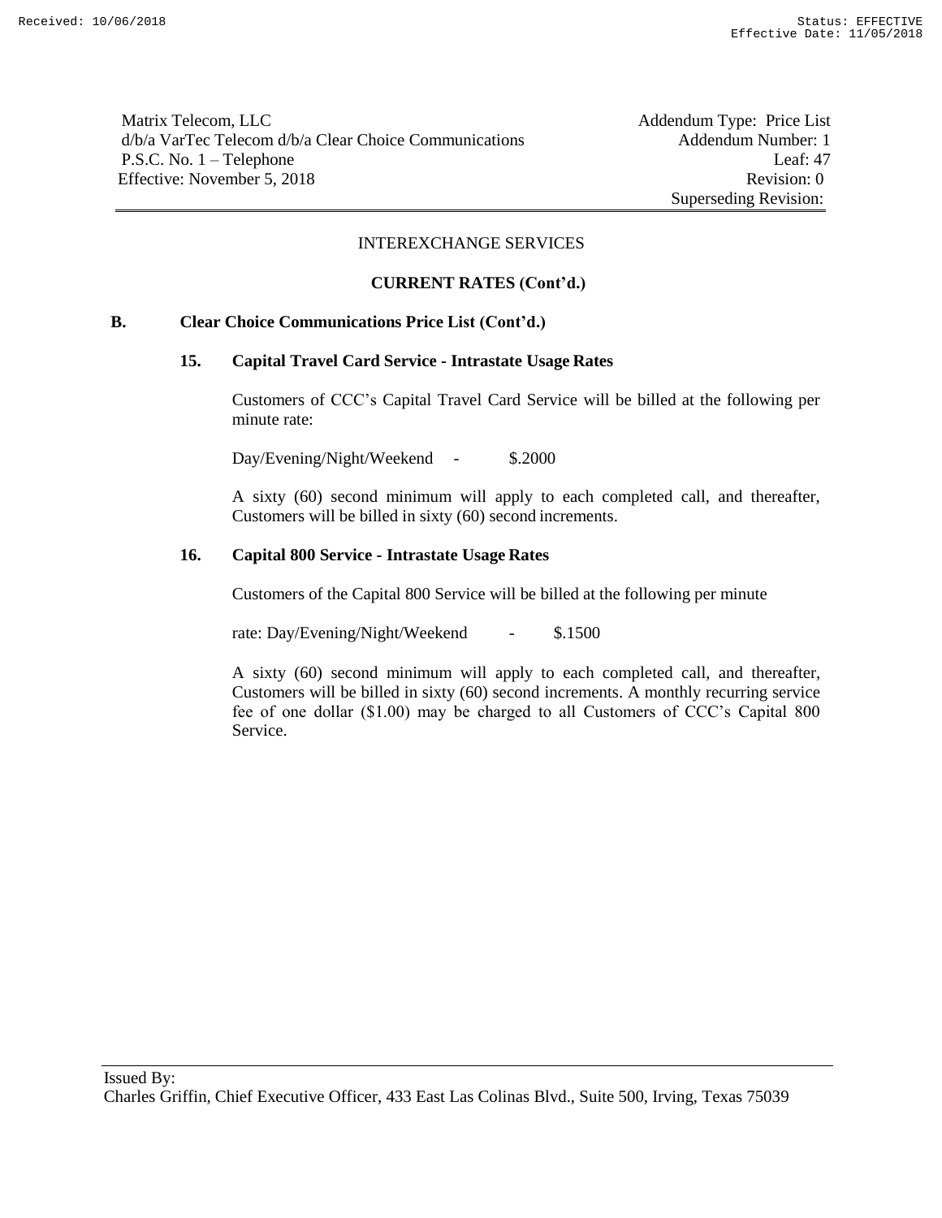Matrix Telecom, LLC
d/b/a VarTec Telecom d/b/a Clear Choice Communications
P.S.C. No. 1 – Telephone
Effective: November 5, 2018

Addendum Type: Price List
Addendum Number: 1
Leaf: 47
Revision: 0
Superseding Revision:

INTEREXCHANGE SERVICES

**CURRENT RATES (Cont'd.)**

**B. Clear Choice Communications Price List (Cont'd.)**

**15. Capital Travel Card Service - Intrastate Usage Rates**

Customers of CCC's Capital Travel Card Service will be billed at the following per minute rate:

Day/Evening/Night/Weekend - $.2000

A sixty (60) second minimum will apply to each completed call, and thereafter, Customers will be billed in sixty (60) second increments.

**16. Capital 800 Service - Intrastate Usage Rates**

Customers of the Capital 800 Service will be billed at the following per minute

rate: Day/Evening/Night/Weekend - $.1500

A sixty (60) second minimum will apply to each completed call, and thereafter, Customers will be billed in sixty (60) second increments. A monthly recurring service fee of one dollar ($1.00) may be charged to all Customers of CCC's Capital 800 Service.

Issued By:
Charles Griffin, Chief Executive Officer, 433 East Las Colinas Blvd., Suite 500, Irving, Texas 75039